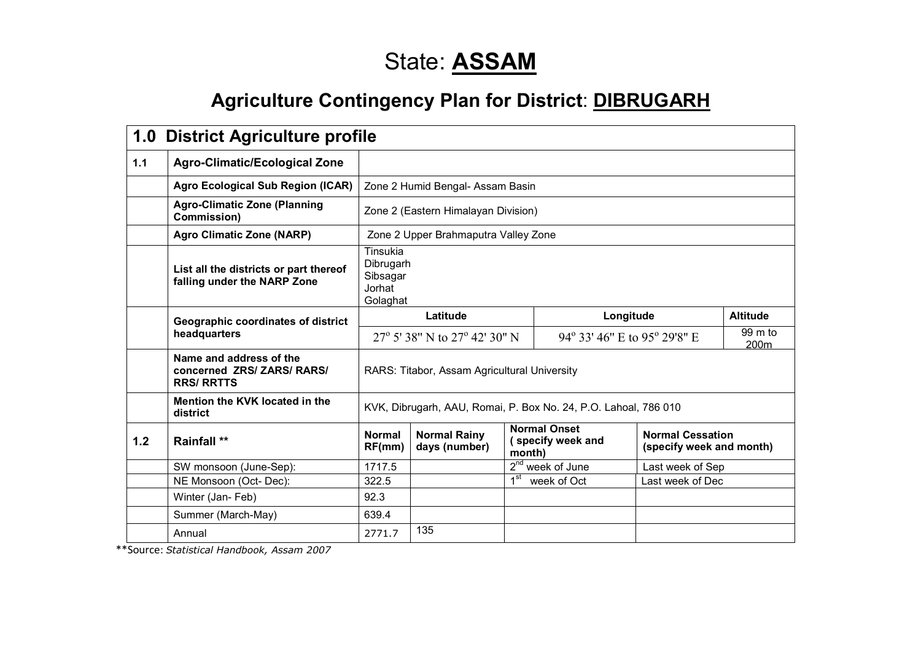# State: **ASSAM**

## Agriculture Contingency Plan for District: DIBRUGARH

| **1.0 District Agriculture profile** | | | | | | |
|---|---|---|---|---|---|---|
| **1.1** | **Agro-Climatic/Ecological Zone** | | | | | |
| | **Agro Ecological Sub Region (ICAR)** | Zone 2 Humid Bengal- Assam Basin | | | | |
| | **Agro-Climatic Zone (Planning Commission)** | Zone 2 (Eastern Himalayan Division) | | | | |
| | **Agro Climatic Zone (NARP)** | Zone 2 Upper Brahmaputra Valley Zone | | | | |
| | **List all the districts or part thereof falling under the NARP Zone** | Tinsukia<br>Dibrugarh<br>Sibsagar<br>Jorhat<br>Golaghat | | | | |
| | **Geographic coordinates of district headquarters** | **Latitude** | | **Longitude** | | **Altitude** |
| | | 27° 5' 38" N to 27° 42' 30" N | | 94° 33' 46" E to 95° 29'8" E | | 99 m to 200m |
| | **Name and address of the concerned ZRS/ ZARS/ RARS/ RRS/ RRTTS** | RARS: Titabor, Assam Agricultural University | | | | |
| | **Mention the KVK located in the district** | KVK, Dibrugarh, AAU, Romai, P. Box No. 24, P.O. Lahoal, 786 010 | | | | |
| **1.2** | **Rainfall \*\*** | **Normal RF(mm)** | **Normal Rainy days (number)** | **Normal Onset ( specify week and month)** | **Normal Cessation (specify week and month)** | |
| | SW monsoon (June-Sep): | 1717.5 | | 2nd week of June | Last week of Sep | |
| | NE Monsoon (Oct- Dec): | 322.5 | | 1st week of Oct | Last week of Dec | |
| | Winter (Jan- Feb) | 92.3 | | | | |
| | Summer (March-May) | 639.4 | | | | |
| | Annual | 2771.7 | 135 | | | |

\*\*Source: *Statistical Handbook, Assam 2007*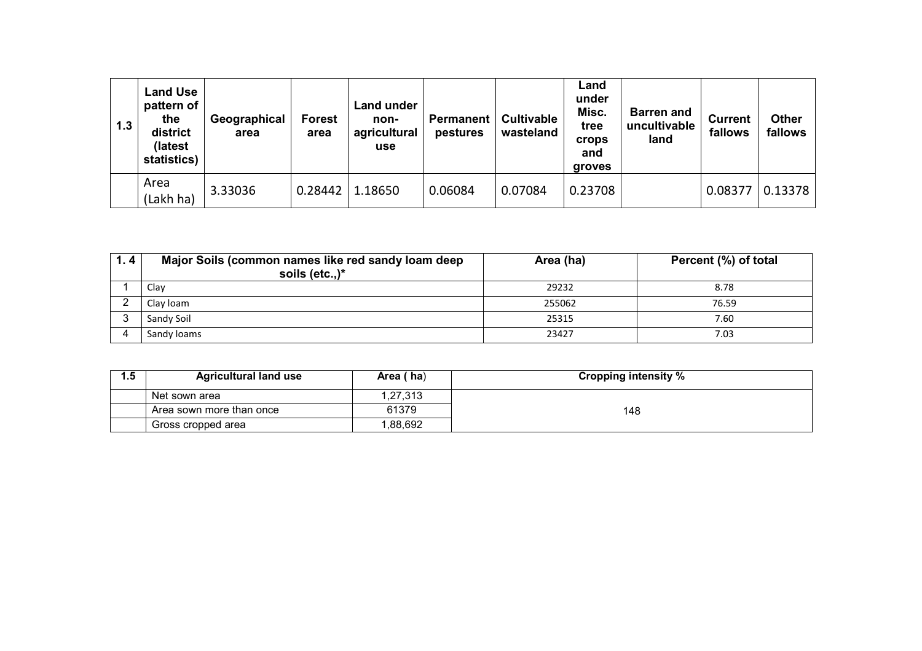| 1.3 | Land Use pattern of the district (latest statistics) | Geographical area | Forest area | Land under non-agricultural use | Permanent pestures | Cultivable wasteland | Land under Misc. tree crops and groves | Barren and uncultivable land | Current fallows | Other fallows |
|---|---|---|---|---|---|---|---|---|---|---|
| | Area (Lakh ha) | 3.33036 | 0.28442 | 1.18650 | 0.06084 | 0.07084 | 0.23708 | | 0.08377 | 0.13378 |

| 1. 4 | Major Soils (common names like red sandy loam deep soils (etc.,)* | Area (ha) | Percent (%) of total |
|---|---|---|---|
| 1 | Clay | 29232 | 8.78 |
| 2 | Clay loam | 255062 | 76.59 |
| 3 | Sandy Soil | 25315 | 7.60 |
| 4 | Sandy loams | 23427 | 7.03 |

| 1.5 | Agricultural land use | Area ( ha) | Cropping intensity % |
|---|---|---|---|
| | Net sown area | 1,27,313 | 148 |
| | Area sown more than once | 61379 | |
| | Gross cropped area | 1,88,692 | |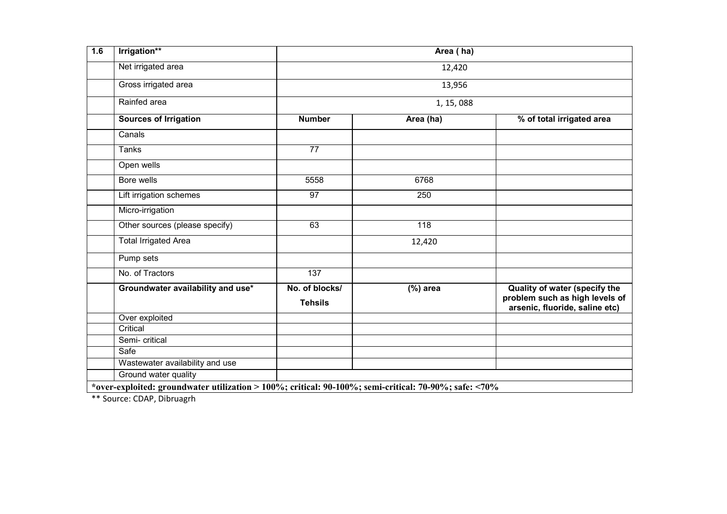| 1.6 | Irrigation** | Area ( ha) | | |
|---|---|---|---|---|
| | Net irrigated area | 12,420 | | |
| | Gross irrigated area | 13,956 | | |
| | Rainfed area | 1, 15, 088 | | |
| | **Sources of Irrigation** | **Number** | **Area (ha)** | **% of total irrigated area** |
| | Canals | | | |
| | Tanks | 77 | | |
| | Open wells | | | |
| | Bore wells | 5558 | 6768 | |
| | Lift irrigation schemes | 97 | 250 | |
| | Micro-irrigation | | | |
| | Other sources (please specify) | 63 | 118 | |
| | Total Irrigated Area | | 12,420 | |
| | Pump sets | | | |
| | No. of Tractors | 137 | | |
| | **Groundwater availability and use*** | **No. of blocks/ Tehsils** | **(%) area** | **Quality of water (specify the problem such as high levels of arsenic, fluoride, saline etc)** |
| | Over exploited | | | |
| | Critical | | | |
| | Semi- critical | | | |
| | Safe | | | |
| | Wastewater availability and use | | | |
| | Ground water quality | | | |

***over-exploited: groundwater utilization > 100%; critical: 90-100%; semi-critical: 70-90%; safe: <70%**

** Source: CDAP, Dibruagrh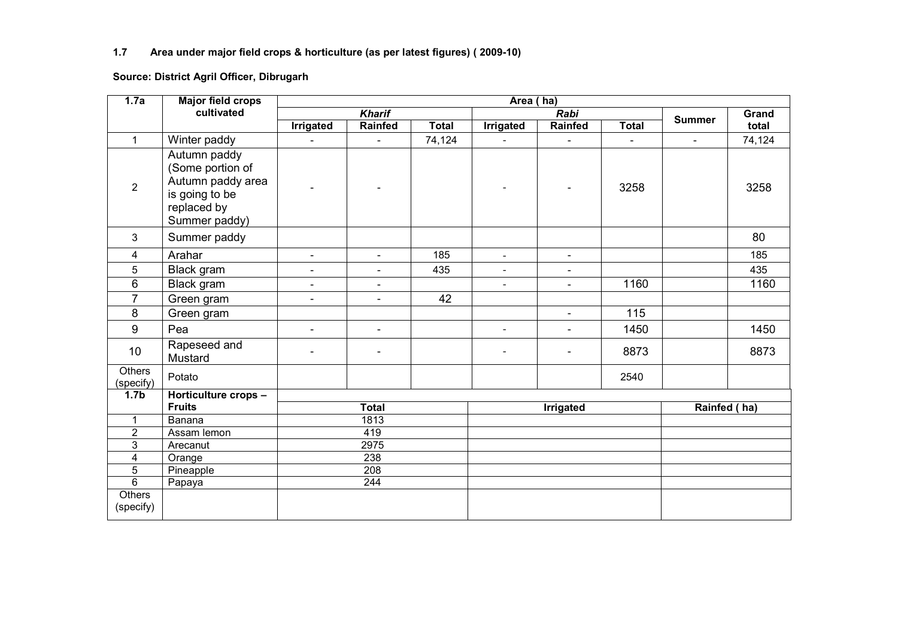**1.7 Area under major field crops & horticulture (as per latest figures) ( 2009-10)**

**Source: District Agril Officer, Dibrugarh**

| 1.7a | Major field crops cultivated | Area ( ha) | | | | | | | |
|---|---|---|---|---|---|---|---|---|---|
| | | *Kharif* | | | *Rabi* | | | Summer | Grand total |
| | | Irrigated | Rainfed | Total | Irrigated | Rainfed | Total | | |
| 1 | Winter paddy | - | - | 74,124 | - | - | - | - | 74,124 |
| 2 | Autumn paddy (Some portion of Autumn paddy area is going to be replaced by Summer paddy) | - | - | | - | - | 3258 | | 3258 |
| 3 | Summer paddy | | | | | | | | 80 |
| 4 | Arahar | - | - | 185 | - | - | | | 185 |
| 5 | Black gram | - | - | 435 | - | - | | | 435 |
| 6 | Black gram | - | - | | - | - | 1160 | | 1160 |
| 7 | Green gram | - | - | 42 | | | | | |
| 8 | Green gram | | | | | - | 115 | | |
| 9 | Pea | - | - | | - | - | 1450 | | 1450 |
| 10 | Rapeseed and Mustard | - | - | | - | - | 8873 | | 8873 |
| Others (specify) | Potato | | | | | | 2540 | | |

| 1.7b | Horticulture crops – Fruits | Total | Irrigated | Rainfed ( ha) |
|---|---|---|---|---|
| 1 | Banana | 1813 | | |
| 2 | Assam lemon | 419 | | |
| 3 | Arecanut | 2975 | | |
| 4 | Orange | 238 | | |
| 5 | Pineapple | 208 | | |
| 6 | Papaya | 244 | | |
| Others (specify) | | | | |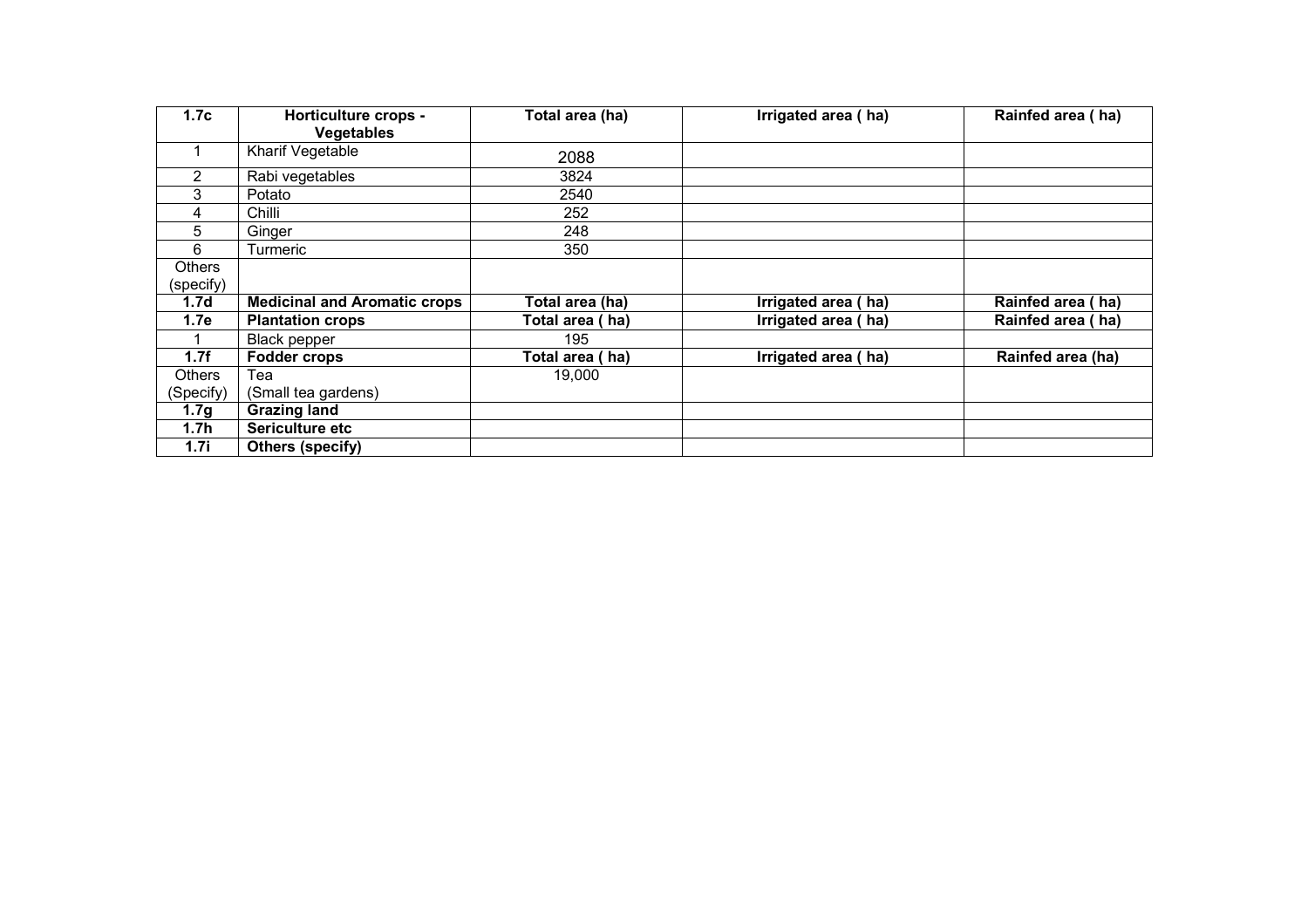| 1.7c | Horticulture crops - Vegetables | Total area (ha) | Irrigated area ( ha) | Rainfed area ( ha) |
|---|---|---|---|---|
| 1 | Kharif Vegetable | 2088 | | |
| 2 | Rabi vegetables | 3824 | | |
| 3 | Potato | 2540 | | |
| 4 | Chilli | 252 | | |
| 5 | Ginger | 248 | | |
| 6 | Turmeric | 350 | | |
| Others (specify) | | | | |
| **1.7d** | **Medicinal and Aromatic crops** | **Total area (ha)** | **Irrigated area ( ha)** | **Rainfed area ( ha)** |
| **1.7e** | **Plantation crops** | **Total area ( ha)** | **Irrigated area ( ha)** | **Rainfed area ( ha)** |
| 1 | Black pepper | 195 | | |
| **1.7f** | **Fodder crops** | **Total area ( ha)** | **Irrigated area ( ha)** | **Rainfed area (ha)** |
| Others (Specify) | Tea (Small tea gardens) | 19,000 | | |
| **1.7g** | **Grazing land** | | | |
| **1.7h** | **Sericulture etc** | | | |
| **1.7i** | **Others (specify)** | | | |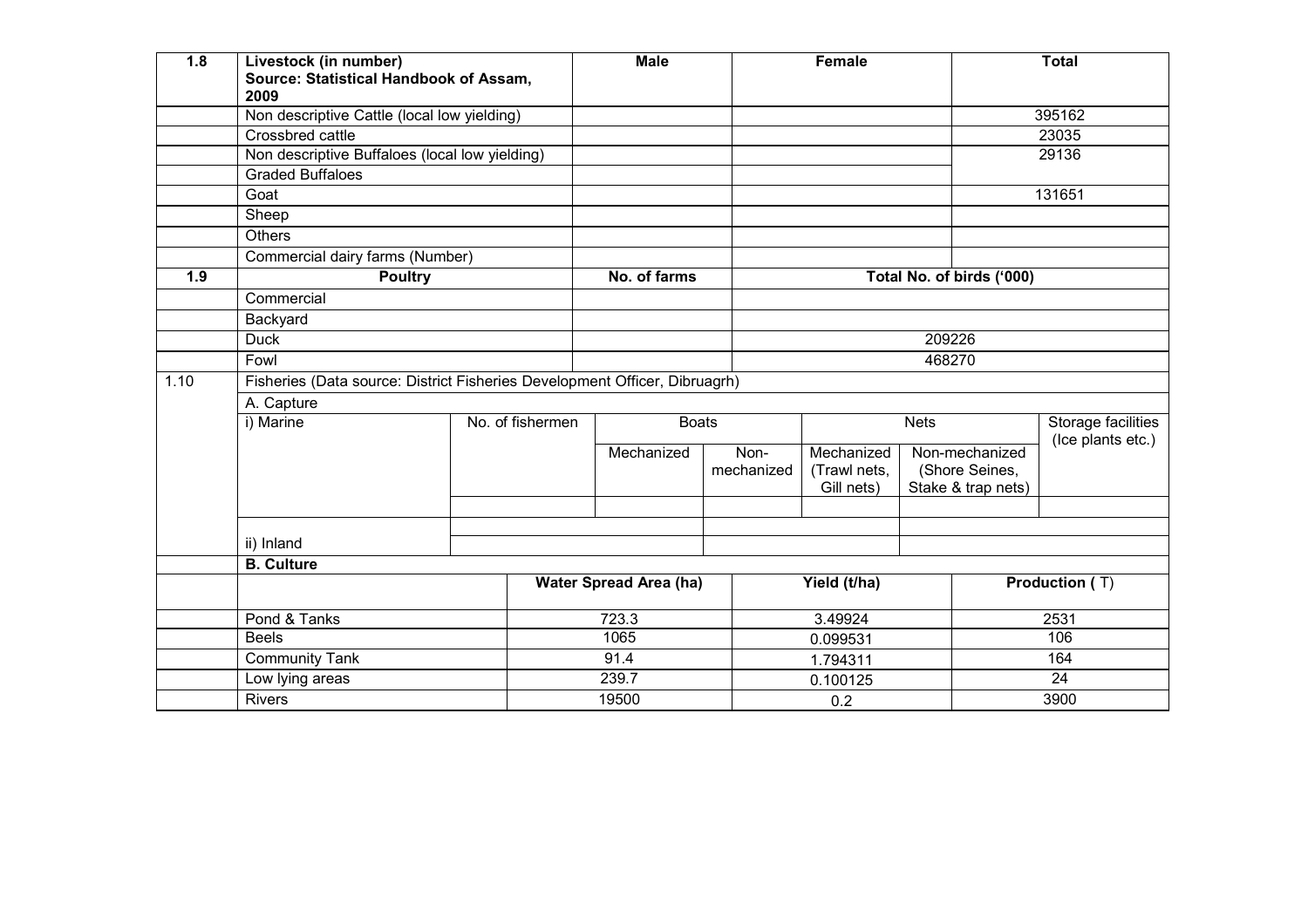| 1.8 | Livestock (in number) Source: Statistical Handbook of Assam, 2009 | Male | Female | Total |
|---|---|---|---|---|
| | Non descriptive Cattle (local low yielding) | | | 395162 |
| | Crossbred cattle | | | 23035 |
| | Non descriptive Buffaloes (local low yielding) | | | 29136 |
| | Graded Buffaloes | | | |
| | Goat | | | 131651 |
| | Sheep | | | |
| | Others | | | |
| | Commercial dairy farms (Number) | | | |

| 1.9 | Poultry | No. of farms | Total No. of birds ('000) |
|---|---|---|---|
| | Commercial | | |
| | Backyard | | |
| | Duck | | 209226 |
| | Fowl | | 468270 |

| 1.10 | Fisheries (Data source: District Fisheries Development Officer, Dibruagrh) | | | | | | |
|---|---|---|---|---|---|---|---|
| | A. Capture | | | | | | |
| | i) Marine | No. of fishermen | Boats | | Nets | | Storage facilities (Ice plants etc.) |
| | | | Mechanized | Non-mechanized | Mechanized (Trawl nets, Gill nets) | Non-mechanized (Shore Seines, Stake & trap nets) | |
| | | | | | | | |
| | ii) Inland | | | | | | |

| | B. Culture | Water Spread Area (ha) | Yield (t/ha) | Production ( T) |
|---|---|---|---|---|
| | Pond & Tanks | 723.3 | 3.49924 | 2531 |
| | Beels | 1065 | 0.099531 | 106 |
| | Community Tank | 91.4 | 1.794311 | 164 |
| | Low lying areas | 239.7 | 0.100125 | 24 |
| | Rivers | 19500 | 0.2 | 3900 |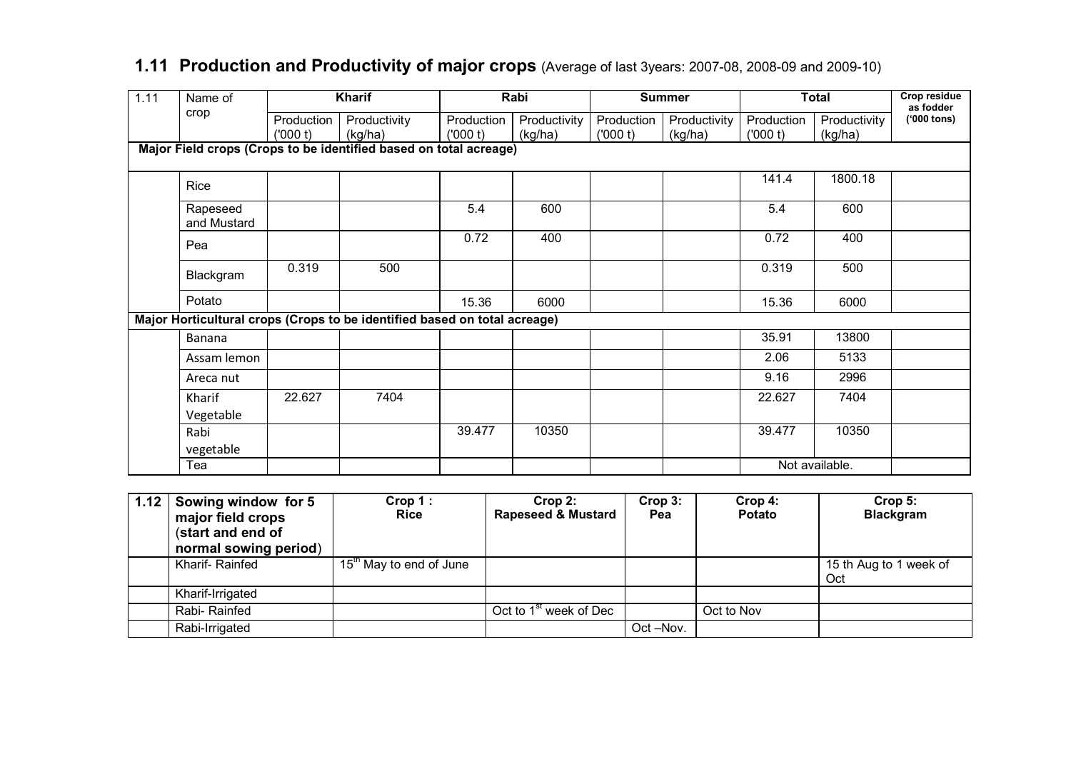## 1.11 Production and Productivity of major crops (Average of last 3years: 2007-08, 2008-09 and 2009-10)

| 1.11 | Name of crop | Kharif | | Rabi | | Summer | | Total | | Crop residue as fodder ('000 tons) |
|---|---|---|---|---|---|---|---|---|---|---|
| | | Production ('000 t) | Productivity (kg/ha) | Production ('000 t) | Productivity (kg/ha) | Production ('000 t) | Productivity (kg/ha) | Production ('000 t) | Productivity (kg/ha) | |
| **Major Field crops (Crops to be identified based on total acreage)** | | | | | | | | | | |
| | Rice | | | | | | | 141.4 | 1800.18 | |
| | Rapeseed and Mustard | | | 5.4 | 600 | | | 5.4 | 600 | |
| | Pea | | | 0.72 | 400 | | | 0.72 | 400 | |
| | Blackgram | 0.319 | 500 | | | | | 0.319 | 500 | |
| | Potato | | | 15.36 | 6000 | | | 15.36 | 6000 | |
| **Major Horticultural crops (Crops to be identified based on total acreage)** | | | | | | | | | | |
| | Banana | | | | | | | 35.91 | 13800 | |
| | Assam lemon | | | | | | | 2.06 | 5133 | |
| | Areca nut | | | | | | | 9.16 | 2996 | |
| | Kharif Vegetable | 22.627 | 7404 | | | | | 22.627 | 7404 | |
| | Rabi vegetable | | | 39.477 | 10350 | | | 39.477 | 10350 | |
| | Tea | | | | | | | Not available. | | |

| 1.12 | Sowing window for 5 major field crops (start and end of normal sowing period) | Crop 1 : Rice | Crop 2: Rapeseed & Mustard | Crop 3: Pea | Crop 4: Potato | Crop 5: Blackgram |
|---|---|---|---|---|---|---|
| | Kharif- Rainfed | 15th May to end of June | | | | 15 th Aug to 1 week of Oct |
| | Kharif-Irrigated | | | | | |
| | Rabi- Rainfed | | Oct to 1st week of Dec | | Oct to Nov | |
| | Rabi-Irrigated | | | Oct –Nov. | | |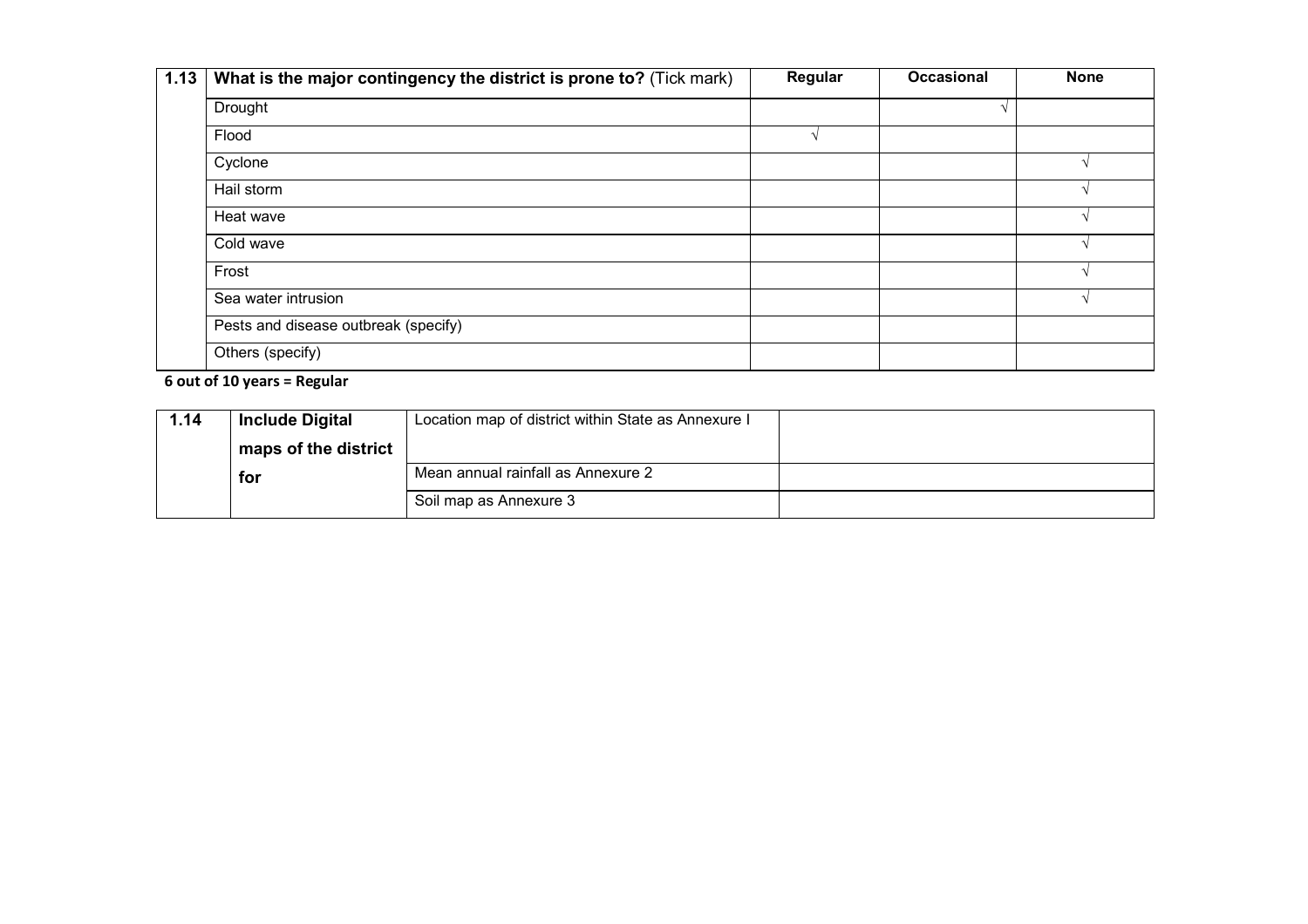| 1.13 | What is the major contingency the district is prone to? (Tick mark) | Regular | Occasional | None |
|---|---|---|---|---|
| | Drought | | √ | |
| | Flood | √ | | |
| | Cyclone | | | √ |
| | Hail storm | | | √ |
| | Heat wave | | | √ |
| | Cold wave | | | √ |
| | Frost | | | √ |
| | Sea water intrusion | | | √ |
| | Pests and disease outbreak (specify) | | | |
| | Others (specify) | | | |

**6 out of 10 years = Regular**

| 1.14 | Include Digital maps of the district for | Location map of district within State as Annexure I | |
|---|---|---|---|
| | | Mean annual rainfall as Annexure 2 | |
| | | Soil map as Annexure 3 | |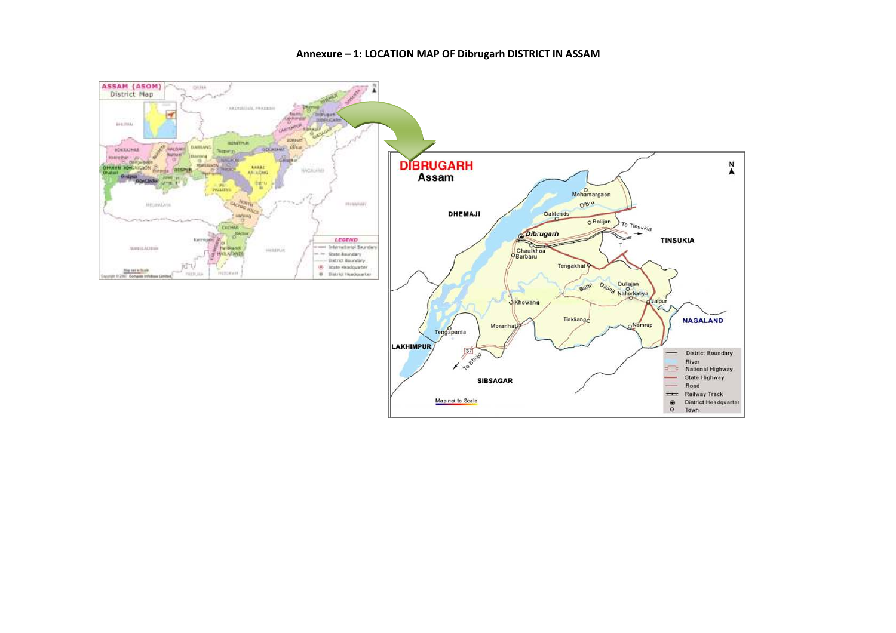**Annexure – 1: LOCATION MAP OF Dibrugarh DISTRICT IN ASSAM**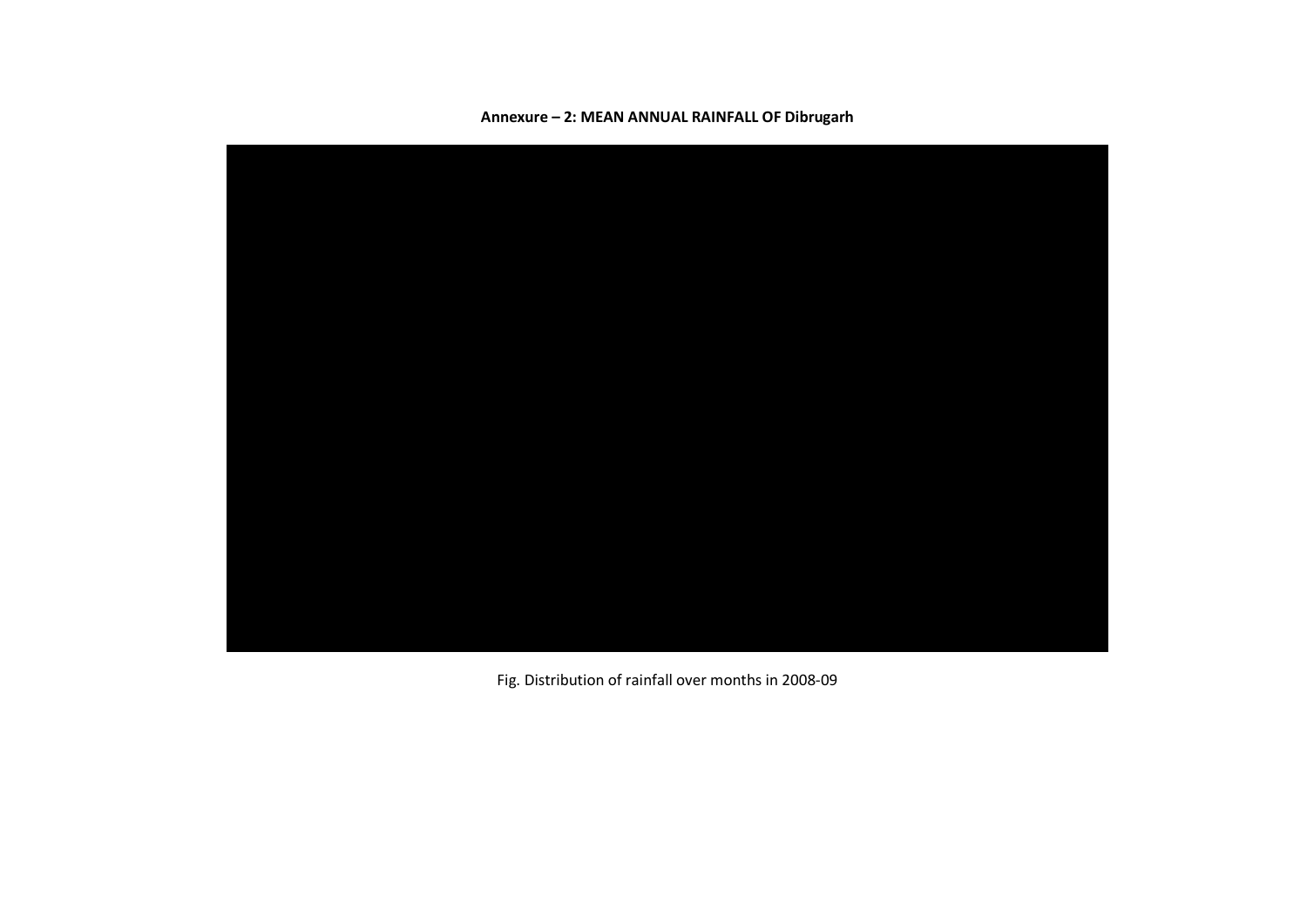**Annexure – 2: MEAN ANNUAL RAINFALL OF Dibrugarh**

Fig. Distribution of rainfall over months in 2008-09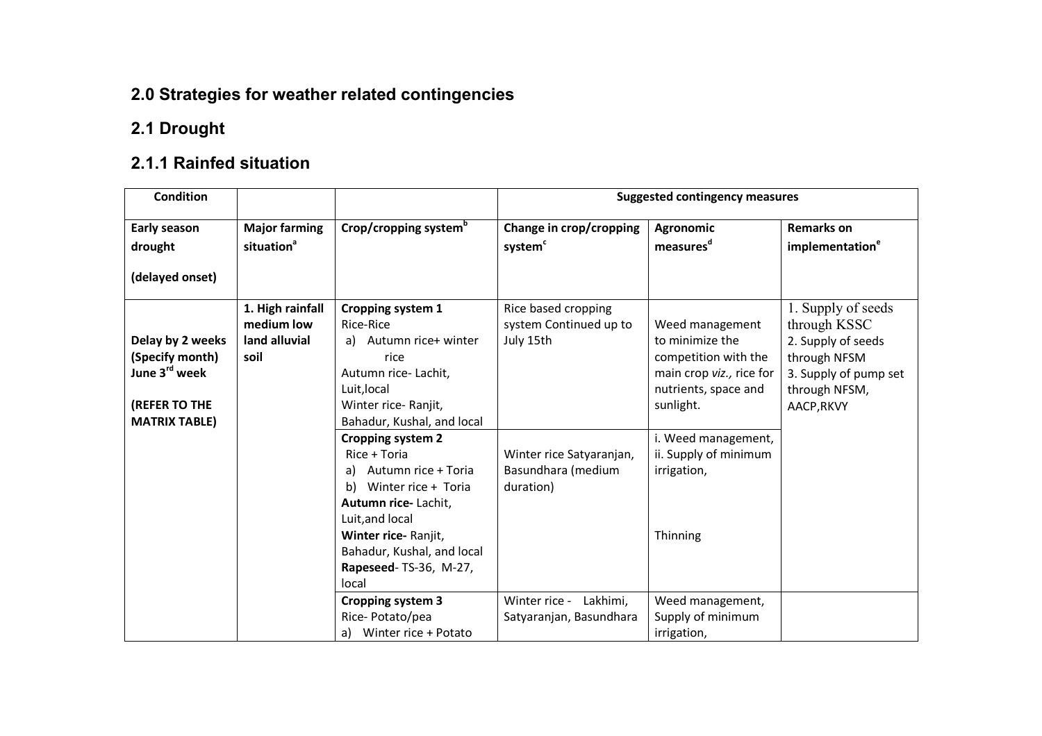## 2.0 Strategies for weather related contingencies

## 2.1 Drought

## 2.1.1 Rainfed situation

| Condition | | | Suggested contingency measures | | |
|---|---|---|---|---|---|
| **Early season drought** **(delayed onset)** | **Major farming situation[a]** | **Crop/cropping system[b]** | **Change in crop/cropping system[c]** | **Agronomic measures[d]** | **Remarks on implementation[e]** |
| **Delay by 2 weeks (Specify month) June 3[rd] week** **(REFER TO THE MATRIX TABLE)** | **1. High rainfall medium low land alluvial soil** | **Cropping system 1** Rice-Rice a) Autumn rice+ winter rice Autumn rice- Lachit, Luit,local Winter rice- Ranjit, Bahadur, Kushal, and local | Rice based cropping system Continued up to July 15th | Weed management to minimize the competition with the main crop *viz.,* rice for nutrients, space and sunlight. | 1. Supply of seeds through KSSC 2. Supply of seeds through NFSM 3. Supply of pump set through NFSM, AACP,RKVY |
| | | **Cropping system 2** Rice + Toria a) Autumn rice + Toria b) Winter rice + Toria **Autumn rice-** Lachit, Luit,and local **Winter rice-** Ranjit, Bahadur, Kushal, and local **Rapeseed**- TS-36, M-27, local | Winter rice Satyaranjan, Basundhara (medium duration) | i. Weed management, ii. Supply of minimum irrigation, Thinning | |
| | | **Cropping system 3** Rice- Potato/pea a) Winter rice + Potato | Winter rice - Lakhimi, Satyaranjan, Basundhara | Weed management, Supply of minimum irrigation, | |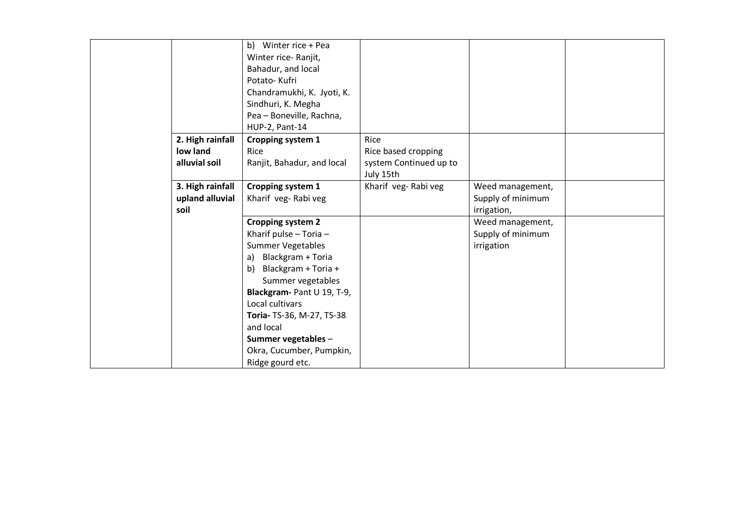| | | | | | |
|---|---|---|---|---|---|
| | | b) Winter rice + Pea<br>Winter rice- Ranjit, Bahadur, and local<br>Potato- Kufri Chandramukhi, K. Jyoti, K. Sindhuri, K. Megha<br>Pea – Boneville, Rachna, HUP-2, Pant-14 | | | |
| | **2. High rainfall low land alluvial soil** | **Cropping system 1**<br>Rice<br>Ranjit, Bahadur, and local | Rice<br>Rice based cropping system Continued up to July 15th | | |
| | **3. High rainfall upland alluvial soil** | **Cropping system 1**<br>Kharif veg- Rabi veg | Kharif veg- Rabi veg | Weed management, Supply of minimum irrigation, | |
| | | **Cropping system 2**<br>Kharif pulse – Toria – Summer Vegetables<br>a) Blackgram + Toria<br>b) Blackgram + Toria + Summer vegetables<br>**Blackgram-** Pant U 19, T-9, Local cultivars<br>**Toria-** TS-36, M-27, TS-38 and local<br>**Summer vegetables** – Okra, Cucumber, Pumpkin, Ridge gourd etc. | | Weed management, Supply of minimum irrigation | |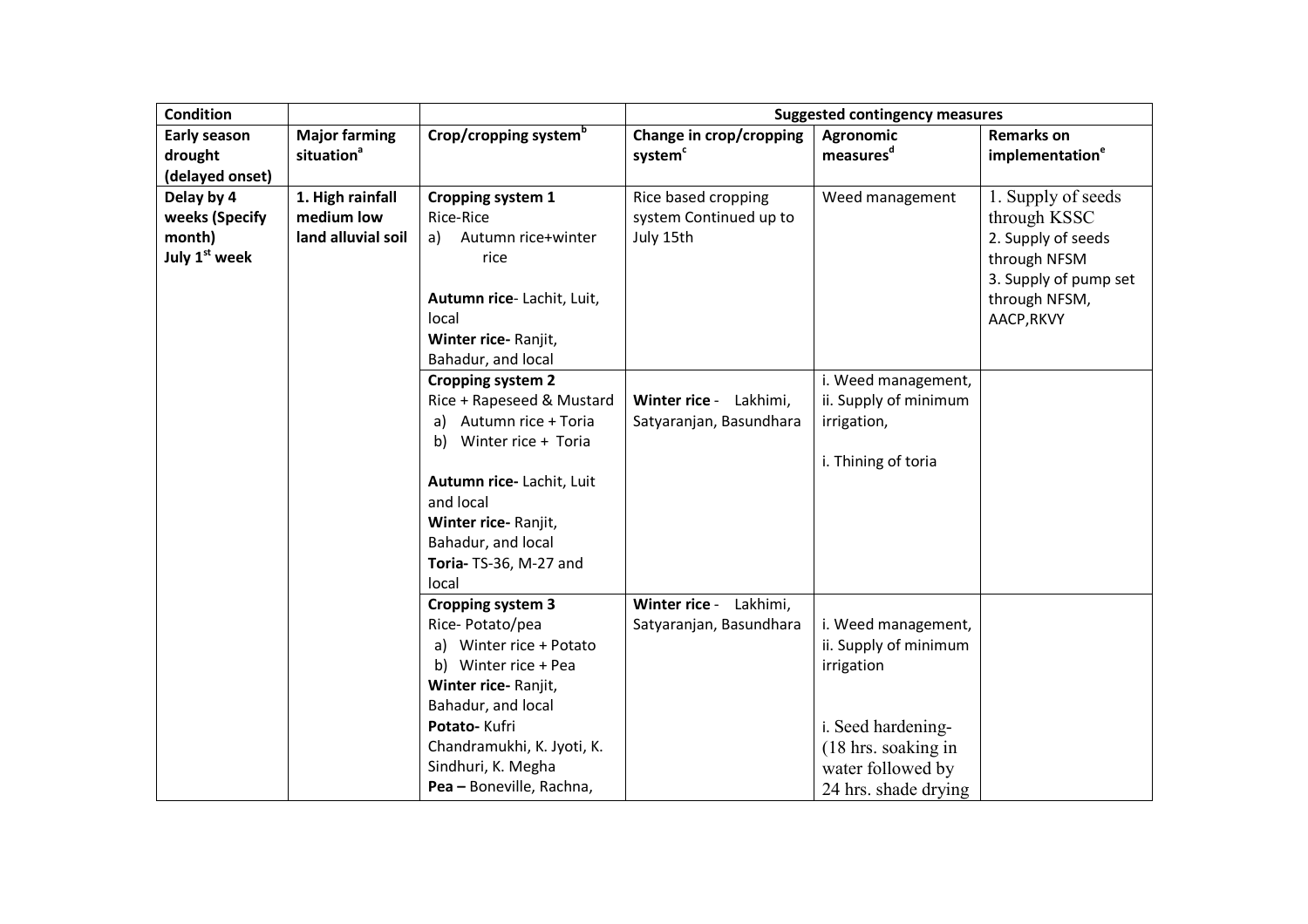| Condition | | | Suggested contingency measures | | |
|---|---|---|---|---|---|
| **Early season drought (delayed onset)** | **Major farming situation**[a] | **Crop/cropping system**[b] | **Change in crop/cropping system**[c] | **Agronomic measures**[d] | **Remarks on implementation**[e] |
| **Delay by 4 weeks (Specify month)** **July 1[st] week** | **1. High rainfall medium low land alluvial soil** | **Cropping system 1** Rice-Rice a) Autumn rice+winter rice **Autumn rice**- Lachit, Luit, local **Winter rice-** Ranjit, Bahadur, and local | Rice based cropping system Continued up to July 15th | Weed management | 1. Supply of seeds through KSSC 2. Supply of seeds through NFSM 3. Supply of pump set through NFSM, AACP,RKVY |
| | | **Cropping system 2** Rice + Rapeseed & Mustard a) Autumn rice + Toria b) Winter rice + Toria **Autumn rice-** Lachit, Luit and local **Winter rice-** Ranjit, Bahadur, and local **Toria-** TS-36, M-27 and local | **Winter rice** - Lakhimi, Satyaranjan, Basundhara | i. Weed management, ii. Supply of minimum irrigation, i. Thining of toria | |
| | | **Cropping system 3** Rice- Potato/pea a) Winter rice + Potato b) Winter rice + Pea **Winter rice-** Ranjit, Bahadur, and local **Potato-** Kufri Chandramukhi, K. Jyoti, K. Sindhuri, K. Megha **Pea –** Boneville, Rachna, | **Winter rice** - Lakhimi, Satyaranjan, Basundhara | i. Weed management, ii. Supply of minimum irrigation i. Seed hardening- (18 hrs. soaking in water followed by 24 hrs. shade drying | |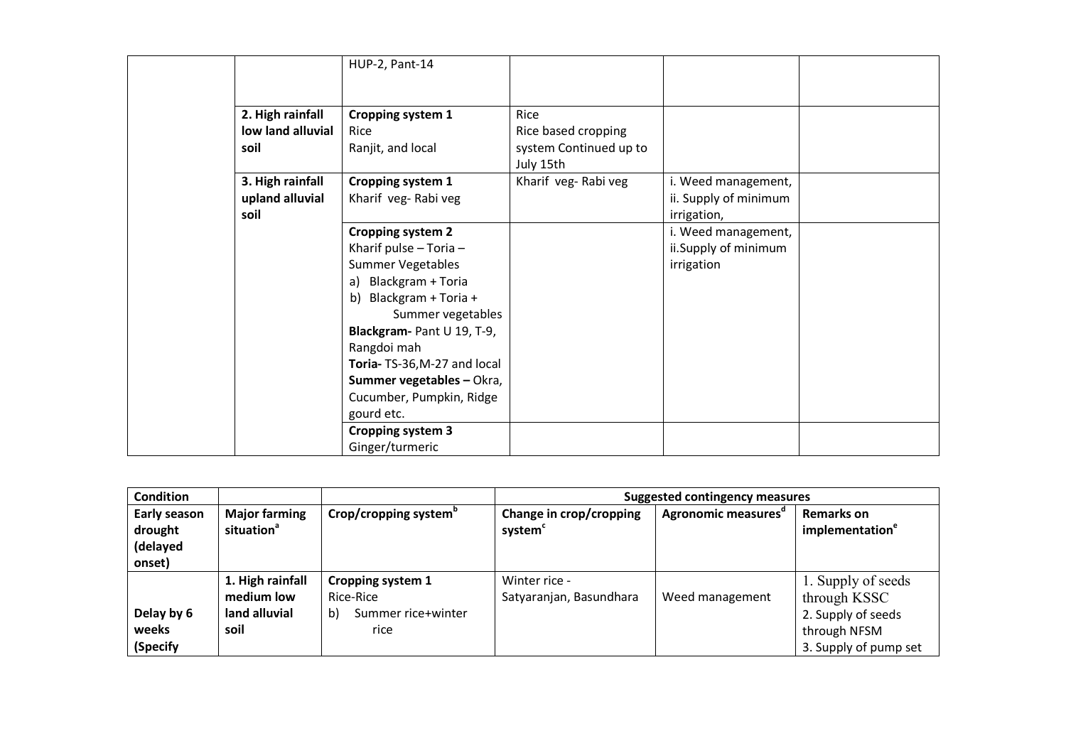| | | | | | |
|---|---|---|---|---|---|
| | | HUP-2, Pant-14 | | | |
| | **2. High rainfall low land alluvial soil** | **Cropping system 1**<br>Rice<br>Ranjit, and local | Rice<br>Rice based cropping system Continued up to July 15th | | |
| | **3. High rainfall upland alluvial soil** | **Cropping system 1**<br>Kharif veg- Rabi veg | Kharif veg- Rabi veg | i. Weed management,<br>ii. Supply of minimum irrigation, | |
| | | **Cropping system 2**<br>Kharif pulse – Toria – Summer Vegetables<br>a) Blackgram + Toria<br>b) Blackgram + Toria + Summer vegetables<br>**Blackgram-** Pant U 19, T-9, Rangdoi mah<br>**Toria-** TS-36,M-27 and local<br>**Summer vegetables –** Okra, Cucumber, Pumpkin, Ridge gourd etc. | | i. Weed management,<br>ii.Supply of minimum irrigation | |
| | | **Cropping system 3**<br>Ginger/turmeric | | | |

| **Condition** | | | **Suggested contingency measures** | | |
|---|---|---|---|---|---|
| **Early season drought (delayed onset)** | **Major farming situation[a]** | **Crop/cropping system[b]** | **Change in crop/cropping system[c]** | **Agronomic measures[d]** | **Remarks on implementation[e]** |
| **Delay by 6 weeks (Specify** | **1. High rainfall medium low land alluvial soil** | **Cropping system 1**<br>Rice-Rice<br>b) Summer rice+winter rice | Winter rice - Satyaranjan, Basundhara | Weed management | 1. Supply of seeds through KSSC<br>2. Supply of seeds through NFSM<br>3. Supply of pump set |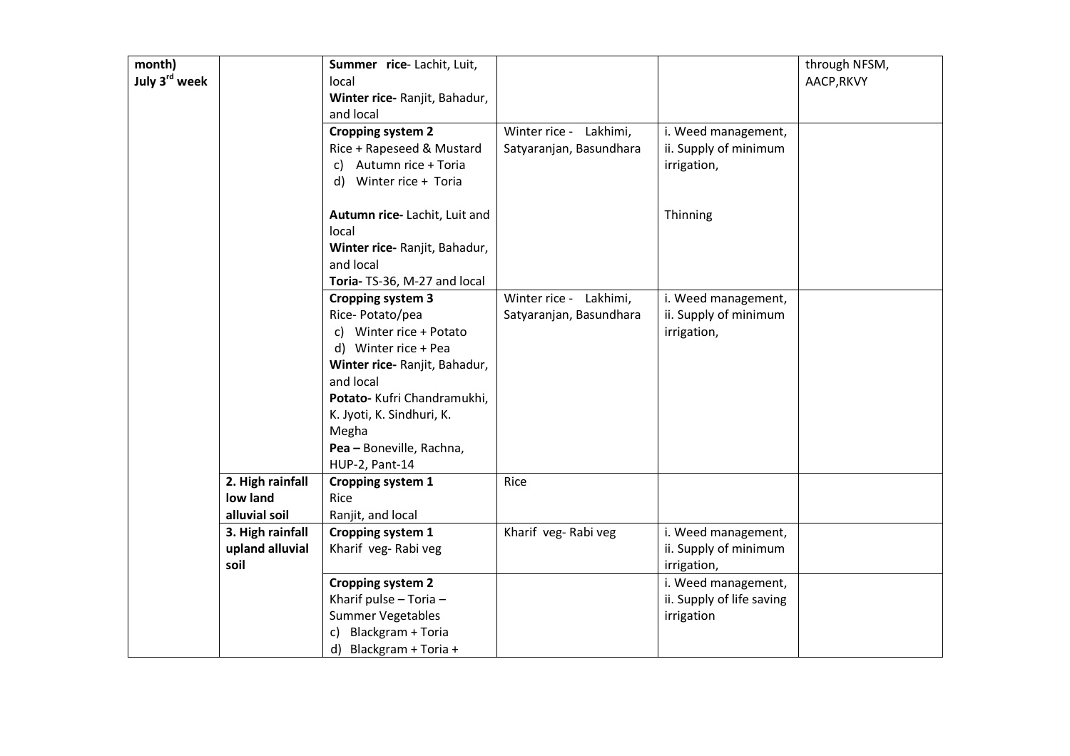| | | | | | |
|---|---|---|---|---|---|
| month)<br>July 3rd week | | **Summer rice**- Lachit, Luit, local<br>**Winter rice-** Ranjit, Bahadur, and local | | | through NFSM, AACP,RKVY |
| | | **Cropping system 2**<br>Rice + Rapeseed & Mustard<br>c) Autumn rice + Toria<br>d) Winter rice + Toria<br><br>**Autumn rice-** Lachit, Luit and local<br>**Winter rice-** Ranjit, Bahadur, and local<br>**Toria-** TS-36, M-27 and local | Winter rice - Lakhimi, Satyaranjan, Basundhara | i. Weed management,<br>ii. Supply of minimum irrigation,<br><br>Thinning | |
| | | **Cropping system 3**<br>Rice- Potato/pea<br>c) Winter rice + Potato<br>d) Winter rice + Pea<br>**Winter rice-** Ranjit, Bahadur, and local<br>**Potato-** Kufri Chandramukhi, K. Jyoti, K. Sindhuri, K. Megha<br>**Pea –** Boneville, Rachna, HUP-2, Pant-14 | Winter rice - Lakhimi, Satyaranjan, Basundhara | i. Weed management,<br>ii. Supply of minimum irrigation, | |
| | **2. High rainfall low land alluvial soil** | **Cropping system 1**<br>Rice<br>Ranjit, and local | Rice | | |
| | **3. High rainfall upland alluvial soil** | **Cropping system 1**<br>Kharif veg- Rabi veg | Kharif veg- Rabi veg | i. Weed management,<br>ii. Supply of minimum irrigation, | |
| | | **Cropping system 2**<br>Kharif pulse – Toria – Summer Vegetables<br>c) Blackgram + Toria<br>d) Blackgram + Toria + | | i. Weed management,<br>ii. Supply of life saving irrigation | |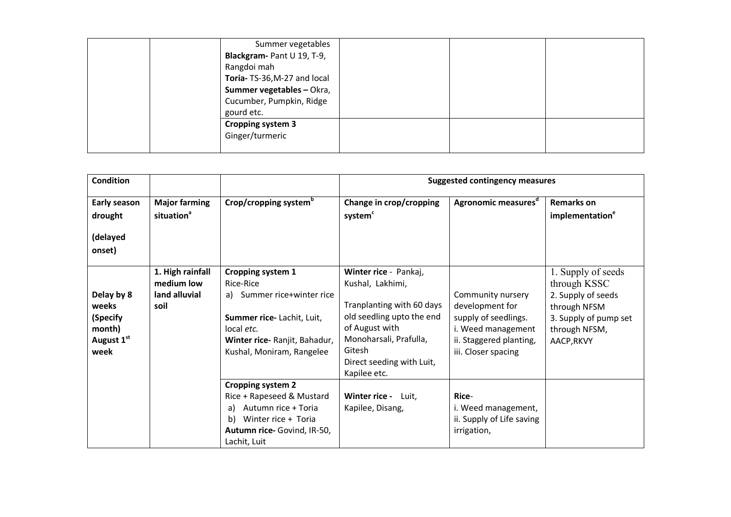| | | | | | |
|---|---|---|---|---|---|
| | | Summer vegetables<br>**Blackgram-** Pant U 19, T-9, Rangdoi mah<br>**Toria-** TS-36,M-27 and local<br>**Summer vegetables –** Okra, Cucumber, Pumpkin, Ridge gourd etc. | | | |
| | | **Cropping system 3**<br>Ginger/turmeric | | | |

| **Condition** | | | **Suggested contingency measures** | | |
|---|---|---|---|---|---|
| **Early season drought**<br><br>**(delayed onset)** | **Major farming situation**[a] | **Crop/cropping system**[b] | **Change in crop/cropping system**[c] | **Agronomic measures**[d] | **Remarks on implementation**[e] |
| **Delay by 8 weeks (Specify month) August 1st week** | **1. High rainfall medium low land alluvial soil** | **Cropping system 1**<br>Rice-Rice<br>a) Summer rice+winter rice<br><br>**Summer rice-** Lachit, Luit, local *etc.*<br>**Winter rice-** Ranjit, Bahadur, Kushal, Moniram, Rangelee | **Winter rice** - Pankaj, Kushal, Lakhimi,<br><br>Tranplanting with 60 days old seedling upto the end of August with Monoharsali, Prafulla, Gitesh<br>Direct seeding with Luit, Kapilee etc. | Community nursery development for supply of seedlings.<br>i. Weed management<br>ii. Staggered planting,<br>iii. Closer spacing | 1. Supply of seeds through KSSC<br>2. Supply of seeds through NFSM<br>3. Supply of pump set through NFSM, AACP,RKVY |
| | | **Cropping system 2**<br>Rice + Rapeseed & Mustard<br>a) Autumn rice + Toria<br>b) Winter rice + Toria<br>**Autumn rice-** Govind, IR-50, Lachit, Luit | **Winter rice -** Luit, Kapilee, Disang, | **Rice**-<br>i. Weed management,<br>ii. Supply of Life saving irrigation, | |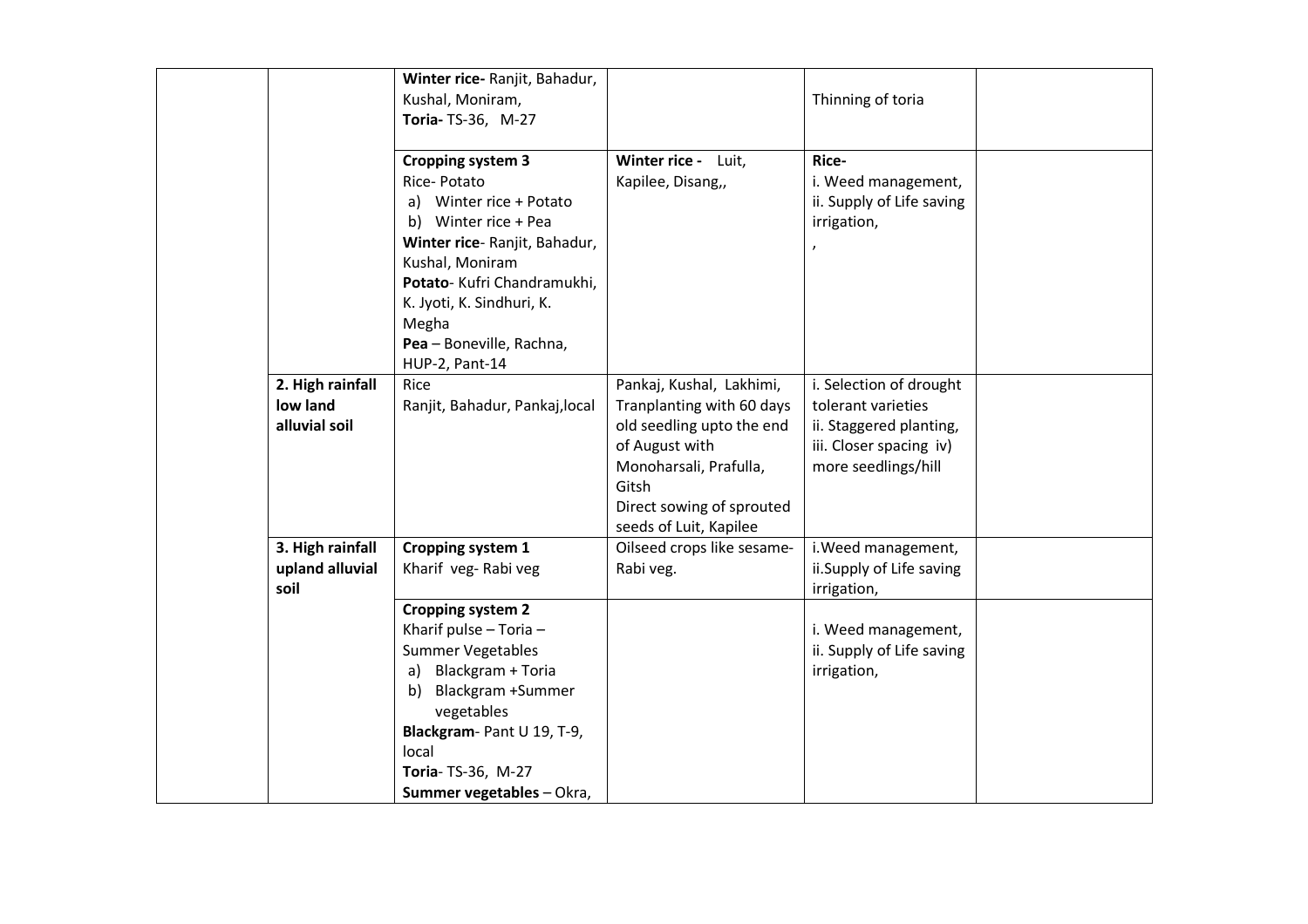| | | | | | |
|---|---|---|---|---|---|
| | | **Winter rice-** Ranjit, Bahadur, Kushal, Moniram, **Toria-** TS-36, M-27 | | Thinning of toria | |
| | | **Cropping system 3** Rice- Potato a) Winter rice + Potato b) Winter rice + Pea **Winter rice**- Ranjit, Bahadur, Kushal, Moniram **Potato**- Kufri Chandramukhi, K. Jyoti, K. Sindhuri, K. Megha **Pea** – Boneville, Rachna, HUP-2, Pant-14 | **Winter rice -** Luit, Kapilee, Disang,, | **Rice-** i. Weed management, ii. Supply of Life saving irrigation, , | |
| | **2. High rainfall low land alluvial soil** | Rice Ranjit, Bahadur, Pankaj,local | Pankaj, Kushal, Lakhimi, Tranplanting with 60 days old seedling upto the end of August with Monoharsali, Prafulla, Gitsh Direct sowing of sprouted seeds of Luit, Kapilee | i. Selection of drought tolerant varieties ii. Staggered planting, iii. Closer spacing iv) more seedlings/hill | |
| | **3. High rainfall upland alluvial soil** | **Cropping system 1** Kharif veg- Rabi veg | Oilseed crops like sesame-Rabi veg. | i.Weed management, ii.Supply of Life saving irrigation, | |
| | | **Cropping system 2** Kharif pulse – Toria – Summer Vegetables a) Blackgram + Toria b) Blackgram +Summer vegetables **Blackgram**- Pant U 19, T-9, local **Toria**- TS-36, M-27 **Summer vegetables** – Okra, | | i. Weed management, ii. Supply of Life saving irrigation, | |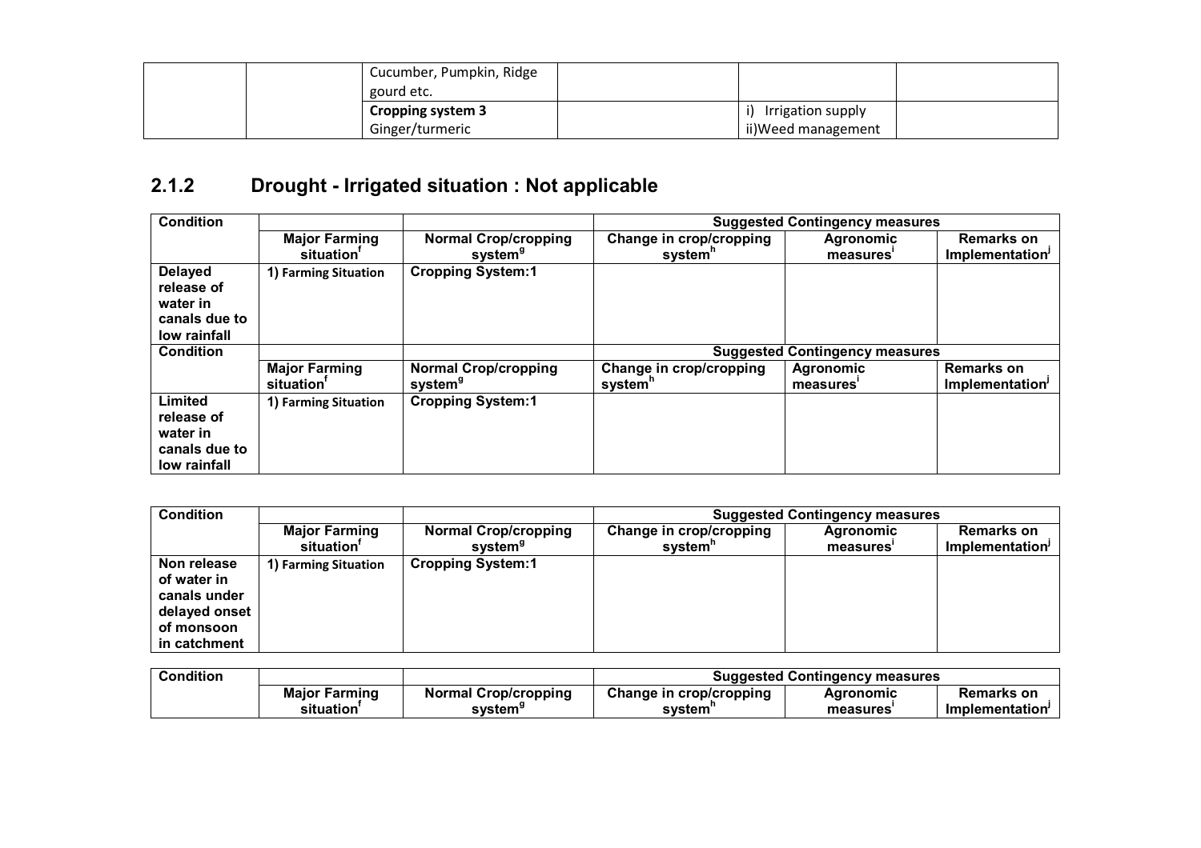| | | Cucumber, Pumpkin, Ridge gourd etc. | | | |
|---|---|---|---|---|---|
| | | **Cropping system 3** Ginger/turmeric | | i) Irrigation supply ii)Weed management | |

## 2.1.2 Drought - Irrigated situation : Not applicable

| Condition | | | Suggested Contingency measures | | |
|---|---|---|---|---|---|
| | Major Farming situation[f] | Normal Crop/cropping system[g] | Change in crop/cropping system[h] | Agronomic measures[i] | Remarks on Implementation[j] |
| **Delayed release of water in canals due to low rainfall** | 1) Farming Situation | **Cropping System:1** | | | |
| **Condition** | | | **Suggested Contingency measures** | | |
| | **Major Farming situation[f]** | **Normal Crop/cropping system[g]** | **Change in crop/cropping system[h]** | **Agronomic measures[i]** | **Remarks on Implementation[j]** |
| **Limited release of water in canals due to low rainfall** | 1) Farming Situation | **Cropping System:1** | | | |

| Condition | | | Suggested Contingency measures | | |
|---|---|---|---|---|---|
| | Major Farming situation[f] | Normal Crop/cropping system[g] | Change in crop/cropping system[h] | Agronomic measures[i] | Remarks on Implementation[j] |
| **Non release of water in canals under delayed onset of monsoon in catchment** | 1) Farming Situation | **Cropping System:1** | | | |

| Condition | | | Suggested Contingency measures | | |
|---|---|---|---|---|---|
| | Major Farming situation[f] | Normal Crop/cropping system[g] | Change in crop/cropping system[h] | Agronomic measures[i] | Remarks on Implementation[j] |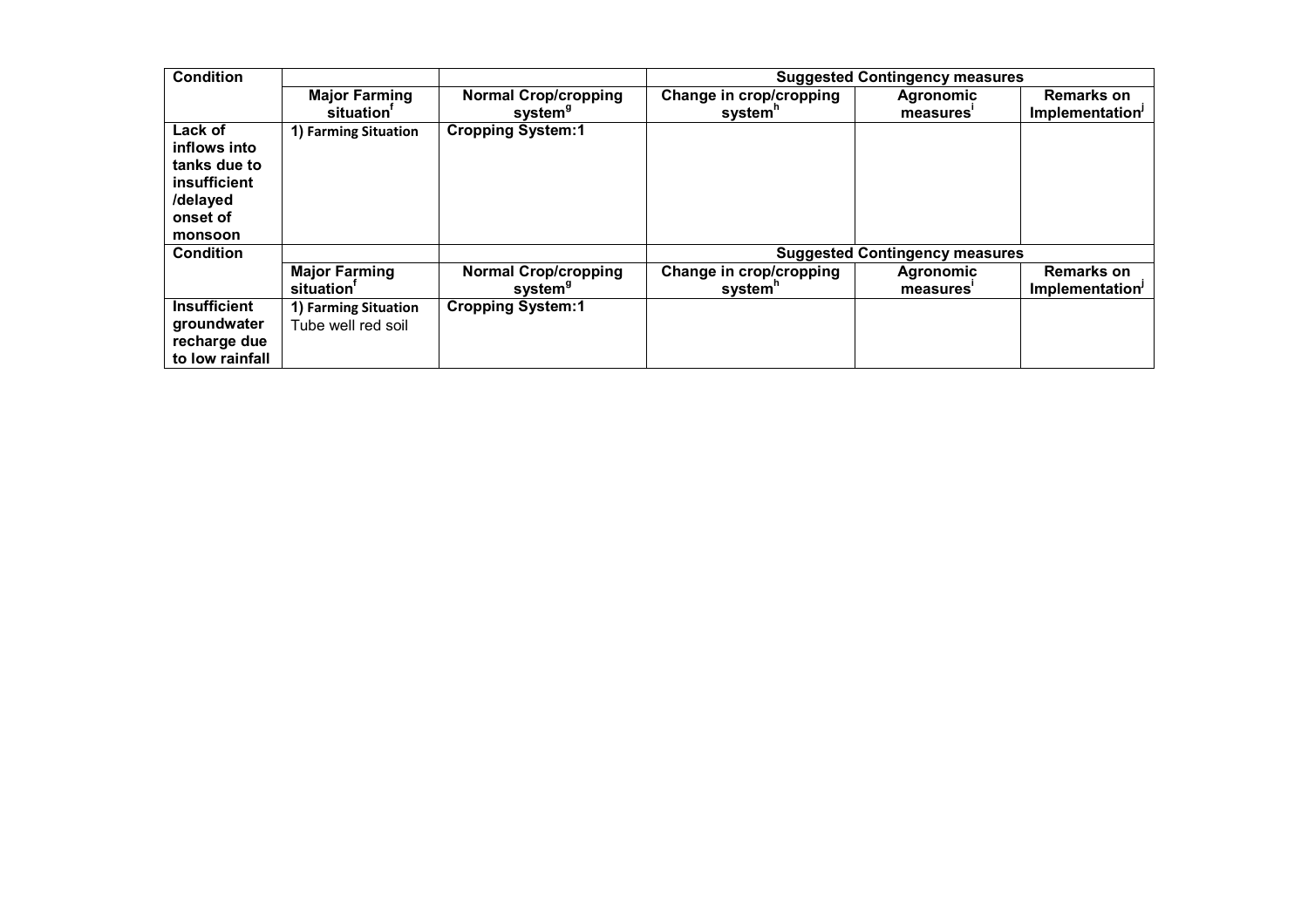| Condition | | | Suggested Contingency measures | | |
|---|---|---|---|---|---|
| | Major Farming situation[f] | Normal Crop/cropping system[g] | Change in crop/cropping system[h] | Agronomic measures[i] | Remarks on Implementation[j] |
| Lack of inflows into tanks due to insufficient /delayed onset of monsoon | 1) Farming Situation | Cropping System:1 | | | |

| Condition | | | Suggested Contingency measures | | |
|---|---|---|---|---|---|
| | Major Farming situation[f] | Normal Crop/cropping system[g] | Change in crop/cropping system[h] | Agronomic measures[i] | Remarks on Implementation[j] |
| Insufficient groundwater recharge due to low rainfall | 1) Farming Situation Tube well red soil | Cropping System:1 | | | |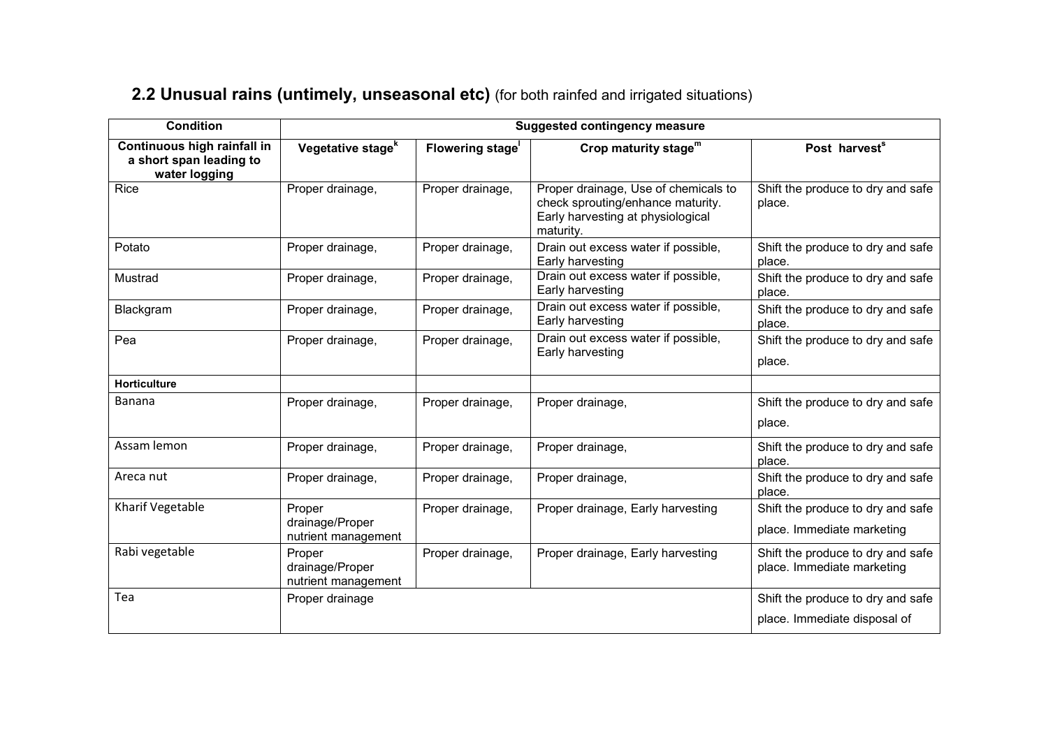## 2.2 Unusual rains (untimely, unseasonal etc) (for both rainfed and irrigated situations)

| Condition | Suggested contingency measure | | | |
|---|---|---|---|---|
| Continuous high rainfall in a short span leading to water logging | Vegetative stage[k] | Flowering stage[l] | Crop maturity stage[m] | Post harvest[s] |
| Rice | Proper drainage, | Proper drainage, | Proper drainage, Use of chemicals to check sprouting/enhance maturity. Early harvesting at physiological maturity. | Shift the produce to dry and safe place. |
| Potato | Proper drainage, | Proper drainage, | Drain out excess water if possible, Early harvesting | Shift the produce to dry and safe place. |
| Mustrad | Proper drainage, | Proper drainage, | Drain out excess water if possible, Early harvesting | Shift the produce to dry and safe place. |
| Blackgram | Proper drainage, | Proper drainage, | Drain out excess water if possible, Early harvesting | Shift the produce to dry and safe place. |
| Pea | Proper drainage, | Proper drainage, | Drain out excess water if possible, Early harvesting | Shift the produce to dry and safe place. |
| **Horticulture** | | | | |
| Banana | Proper drainage, | Proper drainage, | Proper drainage, | Shift the produce to dry and safe place. |
| Assam lemon | Proper drainage, | Proper drainage, | Proper drainage, | Shift the produce to dry and safe place. |
| Areca nut | Proper drainage, | Proper drainage, | Proper drainage, | Shift the produce to dry and safe place. |
| Kharif Vegetable | Proper drainage/Proper nutrient management | Proper drainage, | Proper drainage, Early harvesting | Shift the produce to dry and safe place. Immediate marketing |
| Rabi vegetable | Proper drainage/Proper nutrient management | Proper drainage, | Proper drainage, Early harvesting | Shift the produce to dry and safe place. Immediate marketing |
| Tea | Proper drainage | | | Shift the produce to dry and safe place. Immediate disposal of |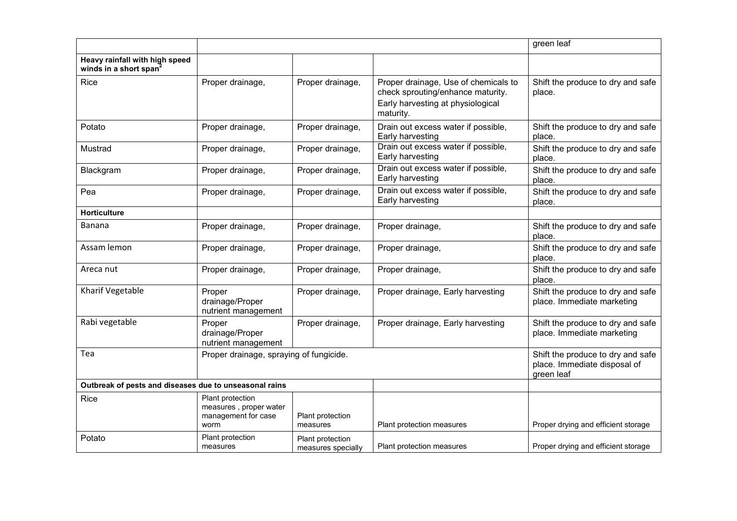|  |  |  |  | green leaf |
|---|---|---|---|---|
| **Heavy rainfall with high speed winds in a short span[2]** |  |  |  |  |
| Rice | Proper drainage, | Proper drainage, | Proper drainage, Use of chemicals to check sprouting/enhance maturity. Early harvesting at physiological maturity. | Shift the produce to dry and safe place. |
| Potato | Proper drainage, | Proper drainage, | Drain out excess water if possible, Early harvesting | Shift the produce to dry and safe place. |
| Mustrad | Proper drainage, | Proper drainage, | Drain out excess water if possible, Early harvesting | Shift the produce to dry and safe place. |
| Blackgram | Proper drainage, | Proper drainage, | Drain out excess water if possible, Early harvesting | Shift the produce to dry and safe place. |
| Pea | Proper drainage, | Proper drainage, | Drain out excess water if possible, Early harvesting | Shift the produce to dry and safe place. |
| **Horticulture** |  |  |  |  |
| Banana | Proper drainage, | Proper drainage, | Proper drainage, | Shift the produce to dry and safe place. |
| Assam lemon | Proper drainage, | Proper drainage, | Proper drainage, | Shift the produce to dry and safe place. |
| Areca nut | Proper drainage, | Proper drainage, | Proper drainage, | Shift the produce to dry and safe place. |
| Kharif Vegetable | Proper drainage/Proper nutrient management | Proper drainage, | Proper drainage, Early harvesting | Shift the produce to dry and safe place. Immediate marketing |
| Rabi vegetable | Proper drainage/Proper nutrient management | Proper drainage, | Proper drainage, Early harvesting | Shift the produce to dry and safe place. Immediate marketing |
| Tea | Proper drainage, spraying of fungicide. |  |  | Shift the produce to dry and safe place. Immediate disposal of green leaf |
| **Outbreak of pests and diseases due to unseasonal rains** |  |  |  |  |
| Rice | Plant protection measures , proper water management for case worm | Plant protection measures | Plant protection measures | Proper drying and efficient storage |
| Potato | Plant protection measures | Plant protection measures specially | Plant protection measures | Proper drying and efficient storage |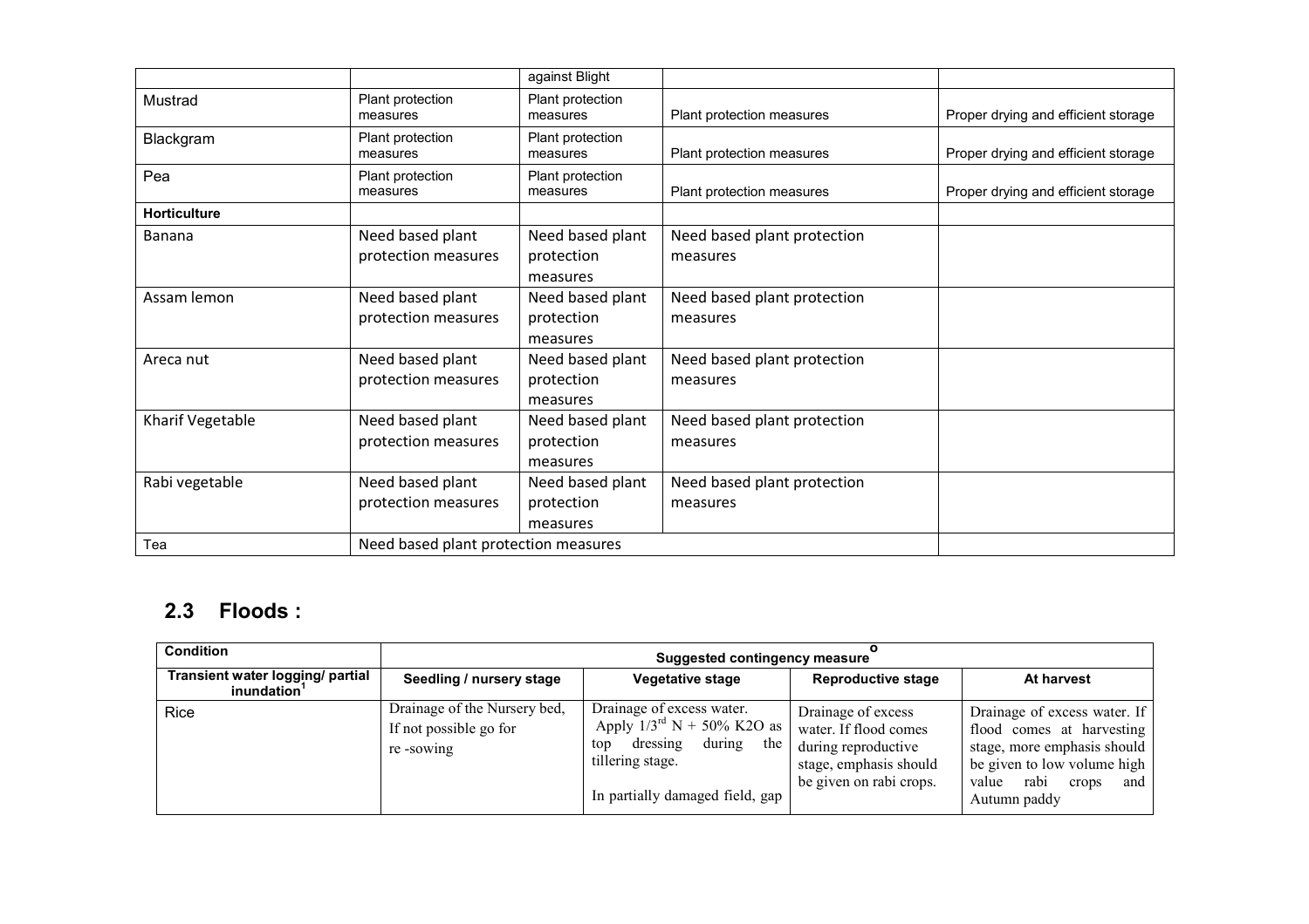|  |  | against Blight |  |  |
|---|---|---|---|---|
| Mustrad | Plant protection measures | Plant protection measures | Plant protection measures | Proper drying and efficient storage |
| Blackgram | Plant protection measures | Plant protection measures | Plant protection measures | Proper drying and efficient storage |
| Pea | Plant protection measures | Plant protection measures | Plant protection measures | Proper drying and efficient storage |
| **Horticulture** |  |  |  |  |
| Banana | Need based plant protection measures | Need based plant protection measures | Need based plant protection measures |  |
| Assam lemon | Need based plant protection measures | Need based plant protection measures | Need based plant protection measures |  |
| Areca nut | Need based plant protection measures | Need based plant protection measures | Need based plant protection measures |  |
| Kharif Vegetable | Need based plant protection measures | Need based plant protection measures | Need based plant protection measures |  |
| Rabi vegetable | Need based plant protection measures | Need based plant protection measures | Need based plant protection measures |  |
| Tea | Need based plant protection measures |  |  |  |

## 2.3 Floods :

| Condition | Suggested contingency measure[o] | | | |
|---|---|---|---|---|
| **Transient water logging/ partial inundation[1]** | **Seedling / nursery stage** | **Vegetative stage** | **Reproductive stage** | **At harvest** |
| Rice | Drainage of the Nursery bed, If not possible go for re -sowing | Drainage of excess water. Apply $1/3^{rd}$ N + 50% K2O as top dressing during the tillering stage. In partially damaged field, gap | Drainage of excess water. If flood comes during reproductive stage, emphasis should be given on rabi crops. | Drainage of excess water. If flood comes at harvesting stage, more emphasis should be given to low volume high value rabi crops and Autumn paddy |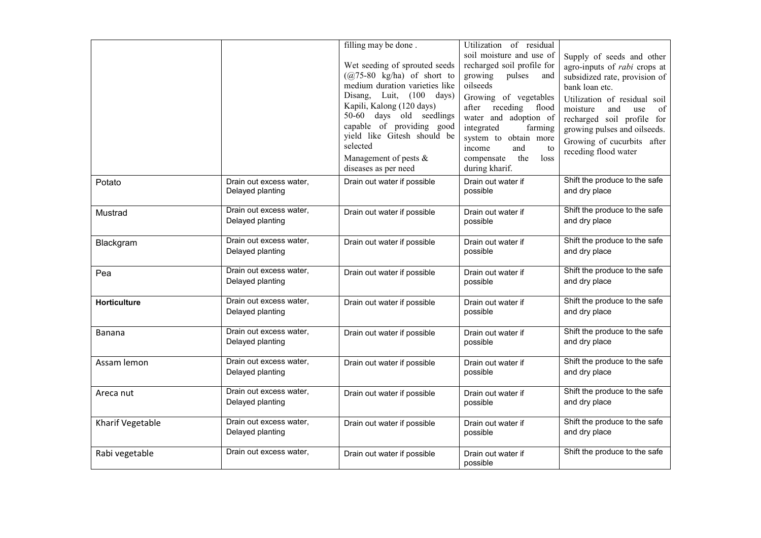| | | | | |
|---|---|---|---|---|
| | | filling may be done .<br><br>Wet seeding of sprouted seeds (@75-80 kg/ha) of short to medium duration varieties like Disang, Luit, (100 days) Kapili, Kalong (120 days) 50-60 days old seedlings capable of providing good yield like Gitesh should be selected<br><br>Management of pests & diseases as per need | Utilization of residual soil moisture and use of recharged soil profile for growing pulses and oilseeds<br><br>Growing of vegetables after receding flood water and adoption of integrated farming system to obtain more income and to compensate the loss during kharif. | Supply of seeds and other agro-inputs of *rabi* crops at subsidized rate, provision of bank loan etc.<br><br>Utilization of residual soil moisture and use of recharged soil profile for growing pulses and oilseeds.<br><br>Growing of cucurbits after receding flood water |
| Potato | Drain out excess water, Delayed planting | Drain out water if possible | Drain out water if possible | Shift the produce to the safe and dry place |
| Mustrad | Drain out excess water, Delayed planting | Drain out water if possible | Drain out water if possible | Shift the produce to the safe and dry place |
| Blackgram | Drain out excess water, Delayed planting | Drain out water if possible | Drain out water if possible | Shift the produce to the safe and dry place |
| Pea | Drain out excess water, Delayed planting | Drain out water if possible | Drain out water if possible | Shift the produce to the safe and dry place |
| **Horticulture** | Drain out excess water, Delayed planting | Drain out water if possible | Drain out water if possible | Shift the produce to the safe and dry place |
| Banana | Drain out excess water, Delayed planting | Drain out water if possible | Drain out water if possible | Shift the produce to the safe and dry place |
| Assam lemon | Drain out excess water, Delayed planting | Drain out water if possible | Drain out water if possible | Shift the produce to the safe and dry place |
| Areca nut | Drain out excess water, Delayed planting | Drain out water if possible | Drain out water if possible | Shift the produce to the safe and dry place |
| Kharif Vegetable | Drain out excess water, Delayed planting | Drain out water if possible | Drain out water if possible | Shift the produce to the safe and dry place |
| Rabi vegetable | Drain out excess water, | Drain out water if possible | Drain out water if possible | Shift the produce to the safe |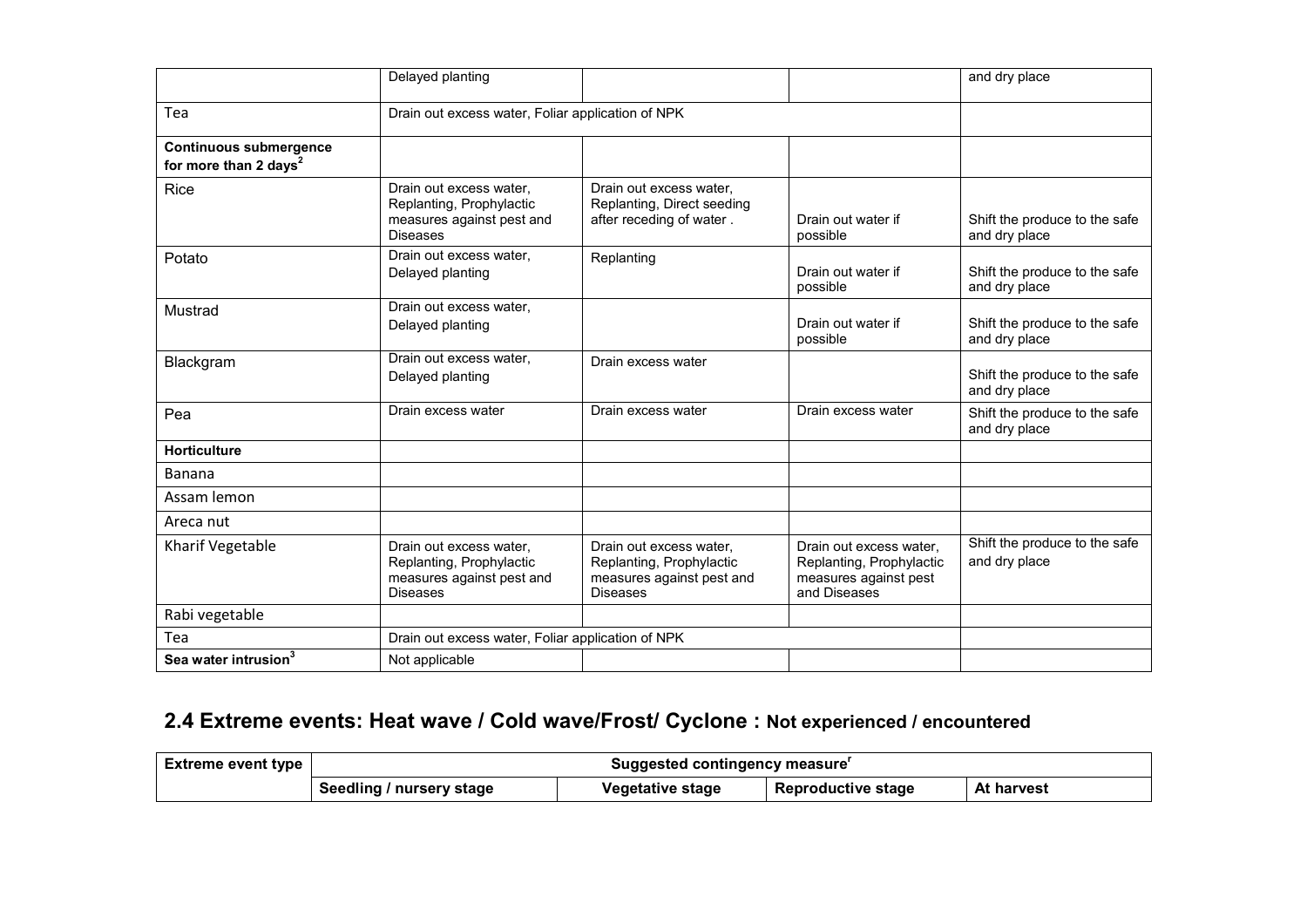| | Delayed planting | | | and dry place |
|---|---|---|---|---|
| Tea | Drain out excess water, Foliar application of NPK | | | |
| **Continuous submergence for more than 2 days[2]** | | | | |
| Rice | Drain out excess water, Replanting, Prophylactic measures against pest and Diseases | Drain out excess water, Replanting, Direct seeding after receding of water . | Drain out water if possible | Shift the produce to the safe and dry place |
| Potato | Drain out excess water, Delayed planting | Replanting | Drain out water if possible | Shift the produce to the safe and dry place |
| Mustrad | Drain out excess water, Delayed planting | | Drain out water if possible | Shift the produce to the safe and dry place |
| Blackgram | Drain out excess water, Delayed planting | Drain excess water | | Shift the produce to the safe and dry place |
| Pea | Drain excess water | Drain excess water | Drain excess water | Shift the produce to the safe and dry place |
| **Horticulture** | | | | |
| Banana | | | | |
| Assam lemon | | | | |
| Areca nut | | | | |
| Kharif Vegetable | Drain out excess water, Replanting, Prophylactic measures against pest and Diseases | Drain out excess water, Replanting, Prophylactic measures against pest and Diseases | Drain out excess water, Replanting, Prophylactic measures against pest and Diseases | Shift the produce to the safe and dry place |
| Rabi vegetable | | | | |
| Tea | Drain out excess water, Foliar application of NPK | | | |
| **Sea water intrusion[3]** | Not applicable | | | |

## 2.4 Extreme events: Heat wave / Cold wave/Frost/ Cyclone : Not experienced / encountered

| Extreme event type | Suggested contingency measure[r] | | | |
|---|---|---|---|---|
| | Seedling / nursery stage | Vegetative stage | Reproductive stage | At harvest |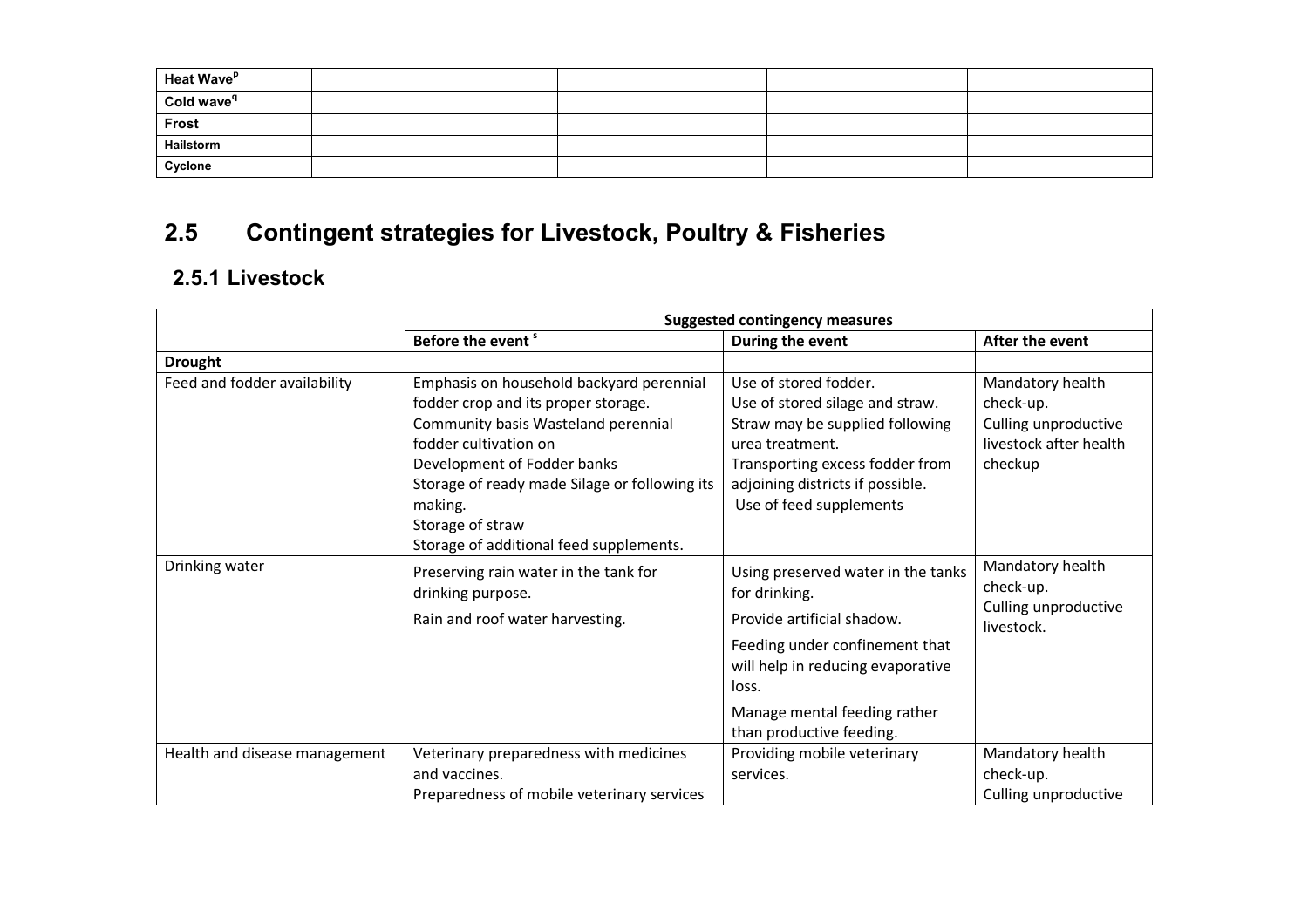| Heat Wave[p] | | | | |
|---|---|---|---|---|
| Cold wave[q] | | | | |
| Frost | | | | |
| Hailstorm | | | | |
| Cyclone | | | | |

## 2.5 Contingent strategies for Livestock, Poultry & Fisheries

### 2.5.1 Livestock

| | Suggested contingency measures | | |
|---|---|---|---|
| | **Before the event** [s] | **During the event** | **After the event** |
| **Drought** | | | |
| Feed and fodder availability | Emphasis on household backyard perennial fodder crop and its proper storage.<br>Community basis Wasteland perennial fodder cultivation on<br>Development of Fodder banks<br>Storage of ready made Silage or following its making.<br>Storage of straw<br>Storage of additional feed supplements. | Use of stored fodder.<br>Use of stored silage and straw.<br>Straw may be supplied following urea treatment.<br>Transporting excess fodder from adjoining districts if possible.<br>Use of feed supplements | Mandatory health check-up.<br>Culling unproductive livestock after health checkup |
| Drinking water | Preserving rain water in the tank for drinking purpose.<br>Rain and roof water harvesting. | Using preserved water in the tanks for drinking.<br>Provide artificial shadow.<br>Feeding under confinement that will help in reducing evaporative loss.<br>Manage mental feeding rather than productive feeding. | Mandatory health check-up.<br>Culling unproductive livestock. |
| Health and disease management | Veterinary preparedness with medicines and vaccines.<br>Preparedness of mobile veterinary services | Providing mobile veterinary services. | Mandatory health check-up.<br>Culling unproductive |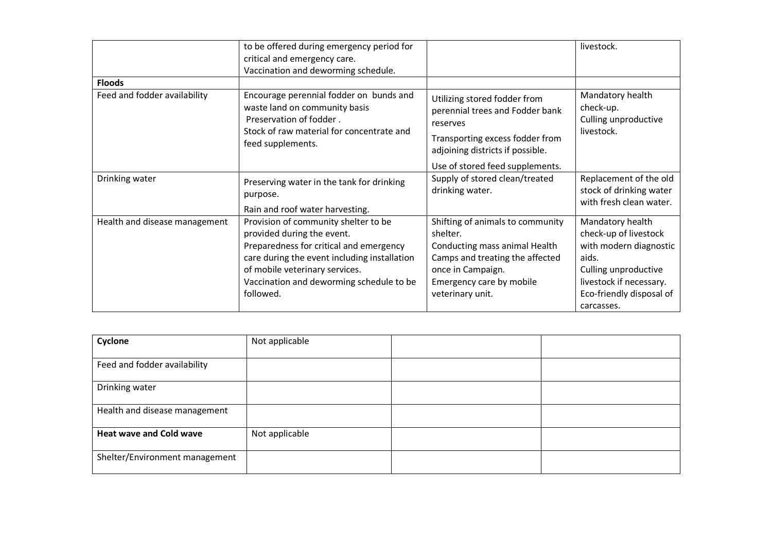| | to be offered during emergency period for critical and emergency care.<br>Vaccination and deworming schedule. | | livestock. |
|---|---|---|---|
| **Floods** | | | |
| Feed and fodder availability | Encourage perennial fodder on bunds and waste land on community basis<br>Preservation of fodder .<br>Stock of raw material for concentrate and feed supplements. | Utilizing stored fodder from perennial trees and Fodder bank reserves<br>Transporting excess fodder from adjoining districts if possible.<br>Use of stored feed supplements. | Mandatory health check-up.<br>Culling unproductive livestock. |
| Drinking water | Preserving water in the tank for drinking purpose.<br>Rain and roof water harvesting. | Supply of stored clean/treated drinking water. | Replacement of the old stock of drinking water with fresh clean water. |
| Health and disease management | Provision of community shelter to be provided during the event.<br>Preparedness for critical and emergency care during the event including installation of mobile veterinary services.<br>Vaccination and deworming schedule to be followed. | Shifting of animals to community shelter.<br>Conducting mass animal Health Camps and treating the affected once in Campaign.<br>Emergency care by mobile veterinary unit. | Mandatory health check-up of livestock with modern diagnostic aids.<br>Culling unproductive livestock if necessary.<br>Eco-friendly disposal of carcasses. |

| **Cyclone** | Not applicable | | |
|---|---|---|---|
| Feed and fodder availability | | | |
| Drinking water | | | |
| Health and disease management | | | |
| **Heat wave and Cold wave** | Not applicable | | |
| Shelter/Environment management | | | |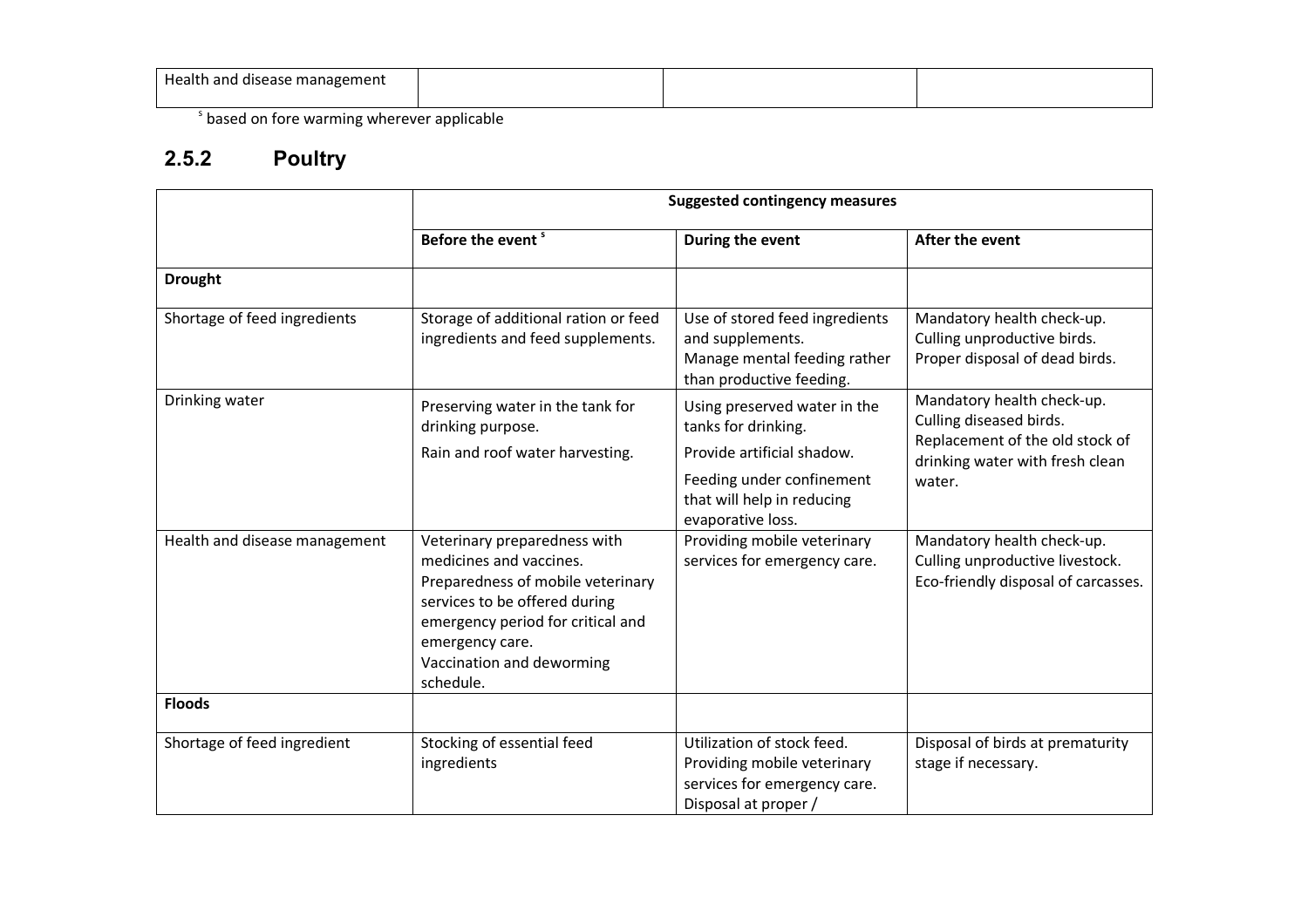| Health and disease management | | | |
|---|---|---|---|

[s] based on fore warming wherever applicable

### 2.5.2 Poultry

| | Suggested contingency measures | | |
|---|---|---|---|
| | **Before the event [s]** | **During the event** | **After the event** |
| **Drought** | | | |
| Shortage of feed ingredients | Storage of additional ration or feed ingredients and feed supplements. | Use of stored feed ingredients and supplements.<br>Manage mental feeding rather than productive feeding. | Mandatory health check-up.<br>Culling unproductive birds.<br>Proper disposal of dead birds. |
| Drinking water | Preserving water in the tank for drinking purpose.<br>Rain and roof water harvesting. | Using preserved water in the tanks for drinking.<br>Provide artificial shadow.<br>Feeding under confinement that will help in reducing evaporative loss. | Mandatory health check-up.<br>Culling diseased birds.<br>Replacement of the old stock of drinking water with fresh clean water. |
| Health and disease management | Veterinary preparedness with medicines and vaccines.<br>Preparedness of mobile veterinary services to be offered during emergency period for critical and emergency care.<br>Vaccination and deworming schedule. | Providing mobile veterinary services for emergency care. | Mandatory health check-up.<br>Culling unproductive livestock.<br>Eco-friendly disposal of carcasses. |
| **Floods** | | | |
| Shortage of feed ingredient | Stocking of essential feed ingredients | Utilization of stock feed.<br>Providing mobile veterinary services for emergency care.<br>Disposal at proper / | Disposal of birds at prematurity stage if necessary. |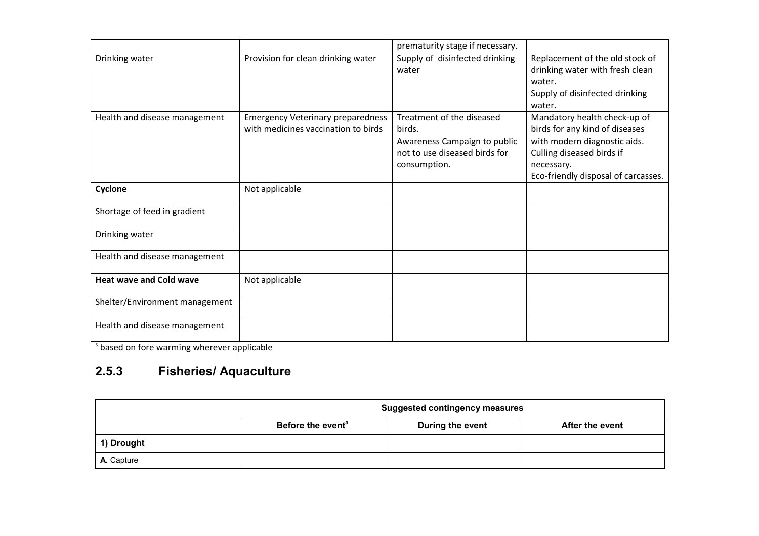| | | prematurity stage if necessary. | |
|---|---|---|---|
| Drinking water | Provision for clean drinking water | Supply of disinfected drinking water | Replacement of the old stock of drinking water with fresh clean water.<br>Supply of disinfected drinking water. |
| Health and disease management | Emergency Veterinary preparedness with medicines vaccination to birds | Treatment of the diseased birds.<br>Awareness Campaign to public not to use diseased birds for consumption. | Mandatory health check-up of birds for any kind of diseases with modern diagnostic aids.<br>Culling diseased birds if necessary.<br>Eco-friendly disposal of carcasses. |
| **Cyclone** | Not applicable | | |
| Shortage of feed in gradient | | | |
| Drinking water | | | |
| Health and disease management | | | |
| **Heat wave and Cold wave** | Not applicable | | |
| Shelter/Environment management | | | |
| Health and disease management | | | |

[s] based on fore warming wherever applicable

### 2.5.3 Fisheries/ Aquaculture

| | Suggested contingency measures | | |
|---|---|---|---|
| | **Before the event[a]** | **During the event** | **After the event** |
| **1) Drought** | | | |
| **A.** Capture | | | |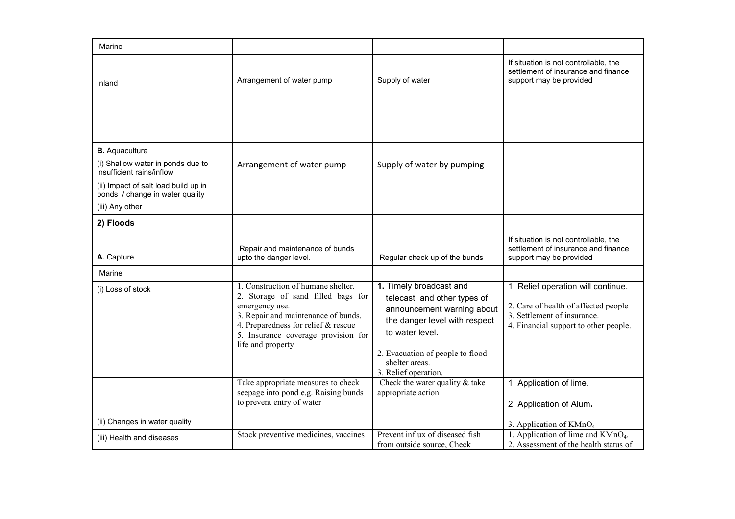| | | | |
|---|---|---|---|
| Marine | | | |
| Inland | Arrangement of water pump | Supply of water | If situation is not controllable, the settlement of insurance and finance support may be provided |
| | | | |
| | | | |
| | | | |
| **B.** Aquaculture | | | |
| (i) Shallow water in ponds due to insufficient rains/inflow | Arrangement of water pump | Supply of water by pumping | |
| (ii) Impact of salt load build up in ponds / change in water quality | | | |
| (iii) Any other | | | |
| **2) Floods** | | | |
| **A.** Capture | Repair and maintenance of bunds upto the danger level. | Regular check up of the bunds | If situation is not controllable, the settlement of insurance and finance support may be provided |
| Marine | | | |
| (i) Loss of stock | 1. Construction of humane shelter.<br>2. Storage of sand filled bags for emergency use.<br>3. Repair and maintenance of bunds.<br>4. Preparedness for relief & rescue<br>5. Insurance coverage provision for life and property | **1.** Timely broadcast and telecast and other types of announcement warning about the danger level with respect to water level**.**<br>2. Evacuation of people to flood shelter areas.<br>3. Relief operation. | 1. Relief operation will continue.<br>2. Care of health of affected people<br>3. Settlement of insurance.<br>4. Financial support to other people. |
| (ii) Changes in water quality | Take appropriate measures to check seepage into pond e.g. Raising bunds to prevent entry of water | Check the water quality & take appropriate action | 1. Application of lime.<br>2. Application of Alum**.**<br>3. Application of $KMnO_4$ |
| (iii) Health and diseases | Stock preventive medicines, vaccines | Prevent influx of diseased fish from outside source, Check | 1. Application of lime and $KMnO_4$.<br>2. Assessment of the health status of |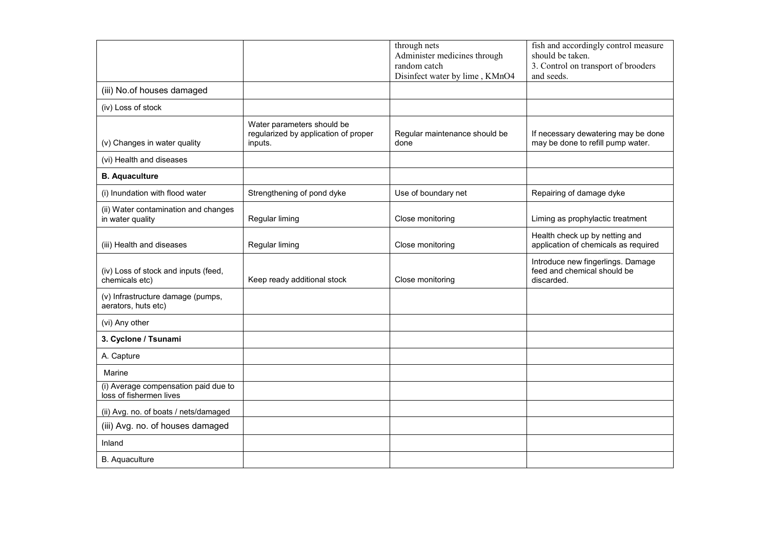| | | | |
|---|---|---|---|
| | | through nets<br>Administer medicines through random catch<br>Disinfect water by lime , $KMnO_4$ | fish and accordingly control measure should be taken.<br>3. Control on transport of brooders and seeds. |
| (iii) No.of houses damaged | | | |
| (iv) Loss of stock | | | |
| (v) Changes in water quality | Water parameters should be regularized by application of proper inputs. | Regular maintenance should be done | If necessary dewatering may be done may be done to refill pump water. |
| (vi) Health and diseases | | | |
| **B. Aquaculture** | | | |
| (i) Inundation with flood water | Strengthening of pond dyke | Use of boundary net | Repairing of damage dyke |
| (ii) Water contamination and changes in water quality | Regular liming | Close monitoring | Liming as prophylactic treatment |
| (iii) Health and diseases | Regular liming | Close monitoring | Health check up by netting and application of chemicals as required |
| (iv) Loss of stock and inputs (feed, chemicals etc) | Keep ready additional stock | Close monitoring | Introduce new fingerlings. Damage feed and chemical should be discarded. |
| (v) Infrastructure damage (pumps, aerators, huts etc) | | | |
| (vi) Any other | | | |
| **3. Cyclone / Tsunami** | | | |
| A. Capture | | | |
| Marine | | | |
| (i) Average compensation paid due to loss of fishermen lives | | | |
| (ii) Avg. no. of boats / nets/damaged | | | |
| (iii) Avg. no. of houses damaged | | | |
| Inland | | | |
| B. Aquaculture | | | |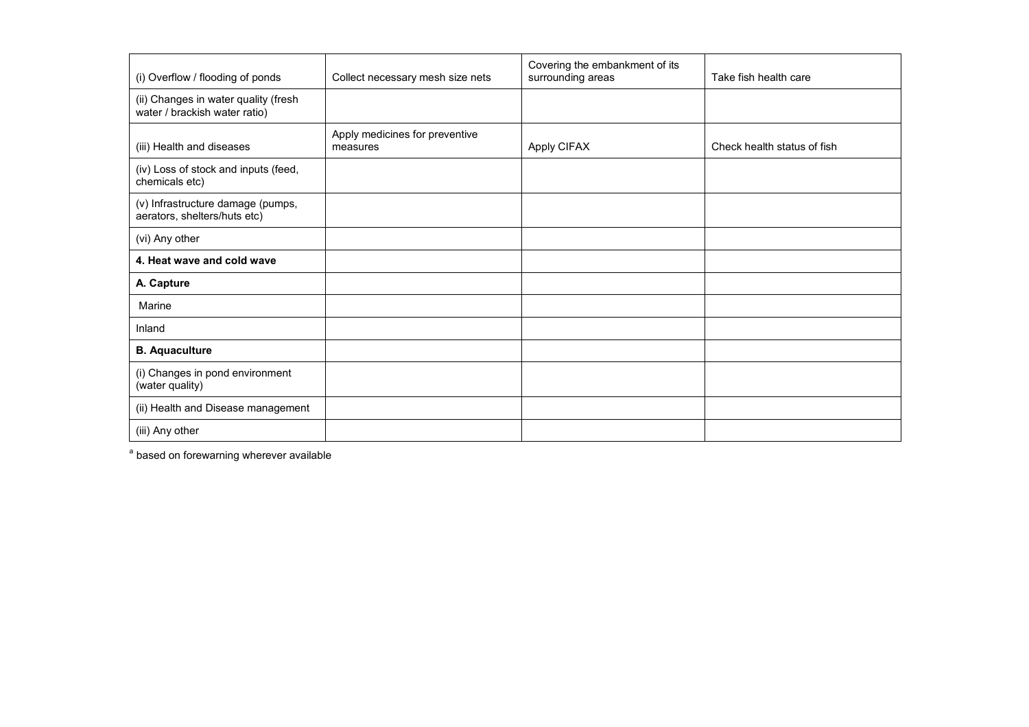| | | | |
|---|---|---|---|
| (i) Overflow / flooding of ponds | Collect necessary mesh size nets | Covering the embankment of its surrounding areas | Take fish health care |
| (ii) Changes in water quality (fresh water / brackish water ratio) | | | |
| (iii) Health and diseases | Apply medicines for preventive measures | Apply CIFAX | Check health status of fish |
| (iv) Loss of stock and inputs (feed, chemicals etc) | | | |
| (v) Infrastructure damage (pumps, aerators, shelters/huts etc) | | | |
| (vi) Any other | | | |
| **4. Heat wave and cold wave** | | | |
| **A. Capture** | | | |
| Marine | | | |
| Inland | | | |
| **B. Aquaculture** | | | |
| (i) Changes in pond environment (water quality) | | | |
| (ii) Health and Disease management | | | |
| (iii) Any other | | | |

[a] based on forewarning wherever available